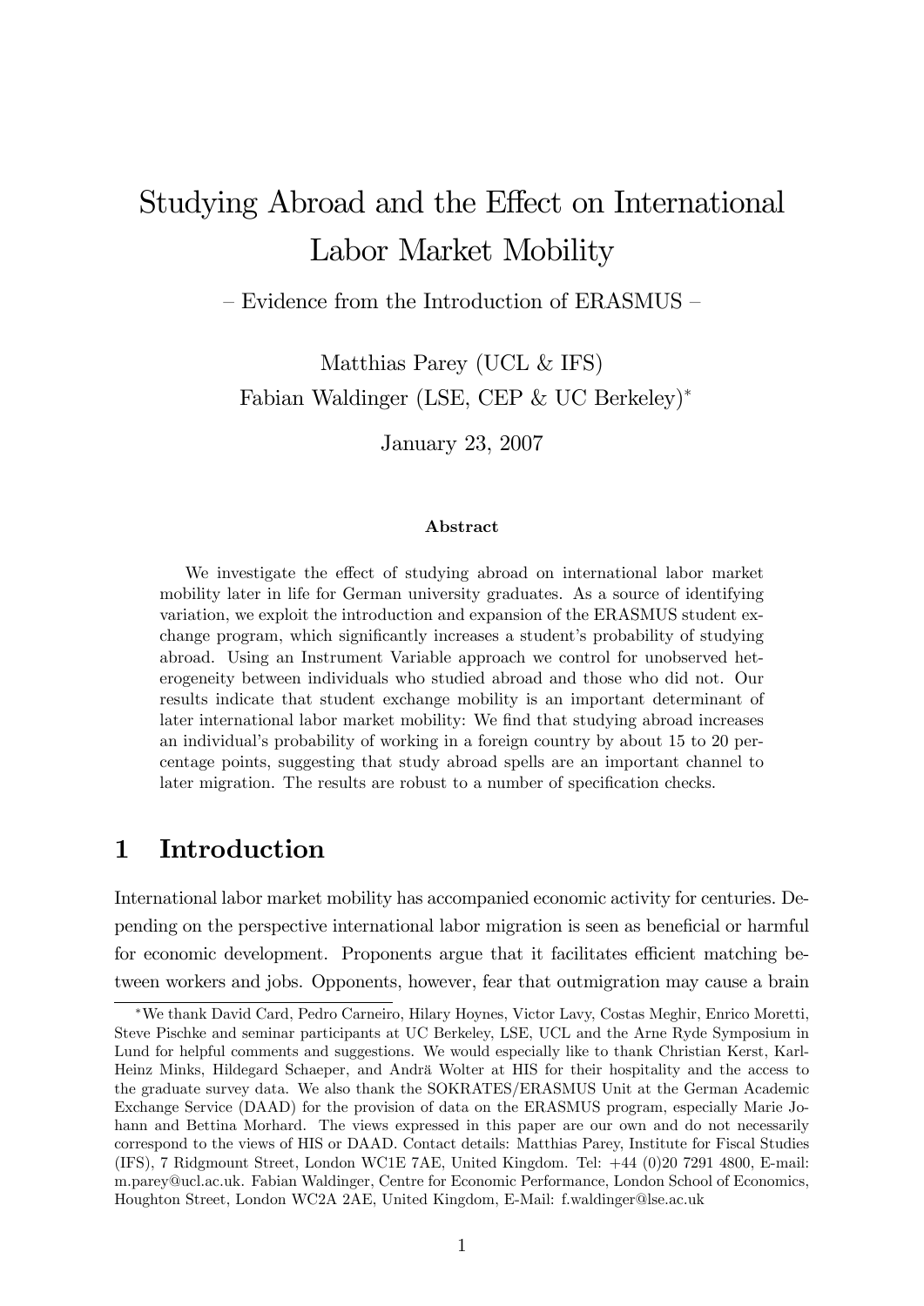# Studying Abroad and the Effect on International Labor Market Mobility

– Evidence from the Introduction of ERASMUS –

Matthias Parey (UCL & IFS)

Fabian Waldinger (LSE, CEP & UC Berkeley)*

January 23, 2007

### Abstract

We investigate the effect of studying abroad on international labor market mobility later in life for German university graduates. As a source of identifying variation, we exploit the introduction and expansion of the ERASMUS student exchange program, which significantly increases a student's probability of studying abroad. Using an Instrument Variable approach we control for unobserved heterogeneity between individuals who studied abroad and those who did not. Our results indicate that student exchange mobility is an important determinant of later international labor market mobility: We find that studying abroad increases an individual's probability of working in a foreign country by about 15 to 20 percentage points, suggesting that study abroad spells are an important channel to later migration. The results are robust to a number of specification checks.

## 1 Introduction

International labor market mobility has accompanied economic activity for centuries. Depending on the perspective international labor migration is seen as beneficial or harmful for economic development. Proponents argue that it facilitates efficient matching between workers and jobs. Opponents, however, fear that outmigration may cause a brain

*We thank David Card, Pedro Carneiro, Hilary Hoynes, Victor Lavy, Costas Meghir, Enrico Moretti, Steve Pischke and seminar participants at UC Berkeley, LSE, UCL and the Arne Ryde Symposium in Lund for helpful comments and suggestions. We would especially like to thank Christian Kerst, Karl-Heinz Minks, Hildegard Schaeper, and Andrä Wolter at HIS for their hospitality and the access to the graduate survey data. We also thank the SOKRATES/ERASMUS Unit at the German Academic Exchange Service (DAAD) for the provision of data on the ERASMUS program, especially Marie Johann and Bettina Morhard. The views expressed in this paper are our own and do not necessarily correspond to the views of HIS or DAAD. Contact details: Matthias Parey, Institute for Fiscal Studies (IFS), 7 Ridgmount Street, London WC1E 7AE, United Kingdom. Tel: +44 (0)20 7291 4800, E-mail: m.parey@ucl.ac.uk. Fabian Waldinger, Centre for Economic Performance, London School of Economics, Houghton Street, London WC2A 2AE, United Kingdom, E-Mail: f.waldinger@lse.ac.uk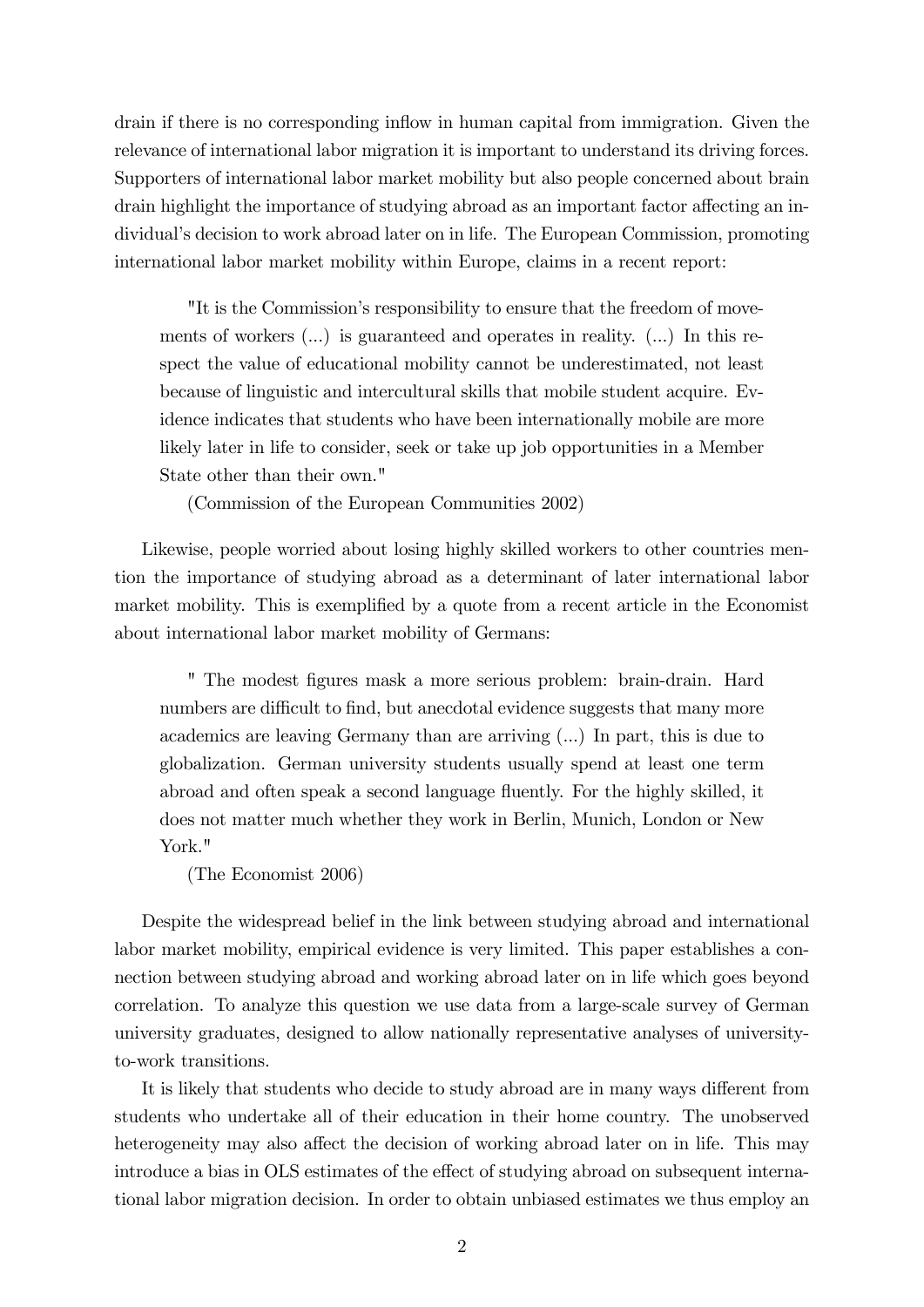drain if there is no corresponding inflow in human capital from immigration. Given the relevance of international labor migration it is important to understand its driving forces. Supporters of international labor market mobility but also people concerned about brain drain highlight the importance of studying abroad as an important factor affecting an individual's decision to work abroad later on in life. The European Commission, promoting international labor market mobility within Europe, claims in a recent report:

> "It is the Commission's responsibility to ensure that the freedom of movements of workers (...) is guaranteed and operates in reality. (...) In this respect the value of educational mobility cannot be underestimated, not least because of linguistic and intercultural skills that mobile student acquire. Evidence indicates that students who have been internationally mobile are more likely later in life to consider, seek or take up job opportunities in a Member State other than their own."
>
> (Commission of the European Communities 2002)

Likewise, people worried about losing highly skilled workers to other countries mention the importance of studying abroad as a determinant of later international labor market mobility. This is exemplified by a quote from a recent article in the Economist about international labor market mobility of Germans:

> " The modest figures mask a more serious problem: brain-drain. Hard numbers are difficult to find, but anecdotal evidence suggests that many more academics are leaving Germany than are arriving (...) In part, this is due to globalization. German university students usually spend at least one term abroad and often speak a second language fluently. For the highly skilled, it does not matter much whether they work in Berlin, Munich, London or New York."
>
> (The Economist 2006)

Despite the widespread belief in the link between studying abroad and international labor market mobility, empirical evidence is very limited. This paper establishes a connection between studying abroad and working abroad later on in life which goes beyond correlation. To analyze this question we use data from a large-scale survey of German university graduates, designed to allow nationally representative analyses of university-to-work transitions.

It is likely that students who decide to study abroad are in many ways different from students who undertake all of their education in their home country. The unobserved heterogeneity may also affect the decision of working abroad later on in life. This may introduce a bias in OLS estimates of the effect of studying abroad on subsequent international labor migration decision. In order to obtain unbiased estimates we thus employ an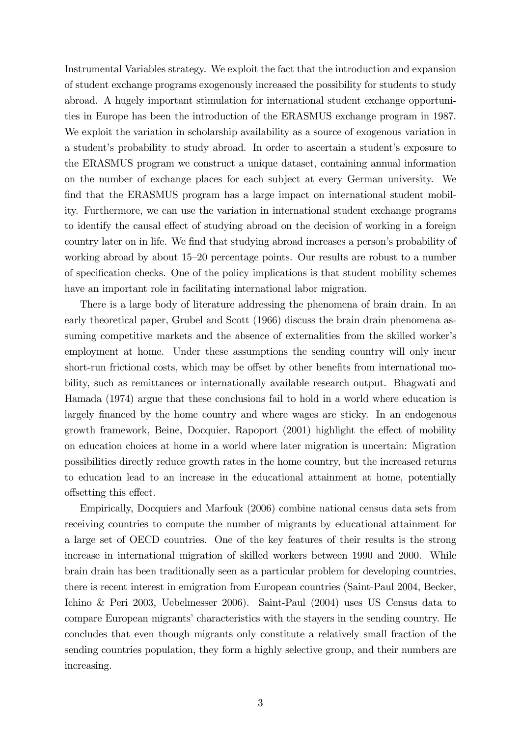Instrumental Variables strategy. We exploit the fact that the introduction and expansion of student exchange programs exogenously increased the possibility for students to study abroad. A hugely important stimulation for international student exchange opportunities in Europe has been the introduction of the ERASMUS exchange program in 1987. We exploit the variation in scholarship availability as a source of exogenous variation in a student's probability to study abroad. In order to ascertain a student's exposure to the ERASMUS program we construct a unique dataset, containing annual information on the number of exchange places for each subject at every German university. We find that the ERASMUS program has a large impact on international student mobility. Furthermore, we can use the variation in international student exchange programs to identify the causal effect of studying abroad on the decision of working in a foreign country later on in life. We find that studying abroad increases a person's probability of working abroad by about 15–20 percentage points. Our results are robust to a number of specification checks. One of the policy implications is that student mobility schemes have an important role in facilitating international labor migration.

There is a large body of literature addressing the phenomena of brain drain. In an early theoretical paper, Grubel and Scott (1966) discuss the brain drain phenomena assuming competitive markets and the absence of externalities from the skilled worker's employment at home. Under these assumptions the sending country will only incur short-run frictional costs, which may be offset by other benefits from international mobility, such as remittances or internationally available research output. Bhagwati and Hamada (1974) argue that these conclusions fail to hold in a world where education is largely financed by the home country and where wages are sticky. In an endogenous growth framework, Beine, Docquier, Rapoport (2001) highlight the effect of mobility on education choices at home in a world where later migration is uncertain: Migration possibilities directly reduce growth rates in the home country, but the increased returns to education lead to an increase in the educational attainment at home, potentially offsetting this effect.

Empirically, Docquiers and Marfouk (2006) combine national census data sets from receiving countries to compute the number of migrants by educational attainment for a large set of OECD countries. One of the key features of their results is the strong increase in international migration of skilled workers between 1990 and 2000. While brain drain has been traditionally seen as a particular problem for developing countries, there is recent interest in emigration from European countries (Saint-Paul 2004, Becker, Ichino & Peri 2003, Uebelmesser 2006). Saint-Paul (2004) uses US Census data to compare European migrants' characteristics with the stayers in the sending country. He concludes that even though migrants only constitute a relatively small fraction of the sending countries population, they form a highly selective group, and their numbers are increasing.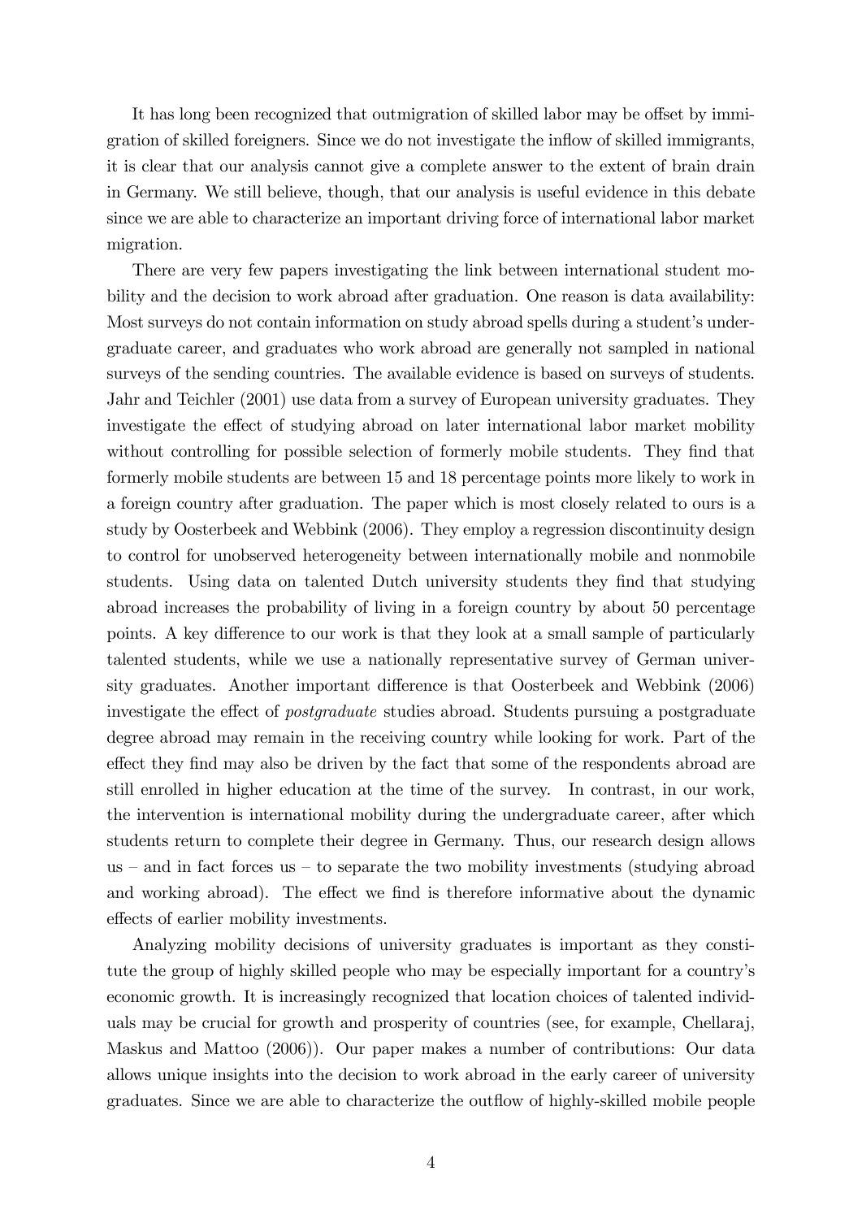It has long been recognized that outmigration of skilled labor may be offset by immigration of skilled foreigners. Since we do not investigate the inflow of skilled immigrants, it is clear that our analysis cannot give a complete answer to the extent of brain drain in Germany. We still believe, though, that our analysis is useful evidence in this debate since we are able to characterize an important driving force of international labor market migration.

There are very few papers investigating the link between international student mobility and the decision to work abroad after graduation. One reason is data availability: Most surveys do not contain information on study abroad spells during a student's undergraduate career, and graduates who work abroad are generally not sampled in national surveys of the sending countries. The available evidence is based on surveys of students. Jahr and Teichler (2001) use data from a survey of European university graduates. They investigate the effect of studying abroad on later international labor market mobility without controlling for possible selection of formerly mobile students. They find that formerly mobile students are between 15 and 18 percentage points more likely to work in a foreign country after graduation. The paper which is most closely related to ours is a study by Oosterbeek and Webbink (2006). They employ a regression discontinuity design to control for unobserved heterogeneity between internationally mobile and nonmobile students. Using data on talented Dutch university students they find that studying abroad increases the probability of living in a foreign country by about 50 percentage points. A key difference to our work is that they look at a small sample of particularly talented students, while we use a nationally representative survey of German university graduates. Another important difference is that Oosterbeek and Webbink (2006) investigate the effect of *postgraduate* studies abroad. Students pursuing a postgraduate degree abroad may remain in the receiving country while looking for work. Part of the effect they find may also be driven by the fact that some of the respondents abroad are still enrolled in higher education at the time of the survey. In contrast, in our work, the intervention is international mobility during the undergraduate career, after which students return to complete their degree in Germany. Thus, our research design allows us – and in fact forces us – to separate the two mobility investments (studying abroad and working abroad). The effect we find is therefore informative about the dynamic effects of earlier mobility investments.

Analyzing mobility decisions of university graduates is important as they constitute the group of highly skilled people who may be especially important for a country's economic growth. It is increasingly recognized that location choices of talented individuals may be crucial for growth and prosperity of countries (see, for example, Chellaraj, Maskus and Mattoo (2006)). Our paper makes a number of contributions: Our data allows unique insights into the decision to work abroad in the early career of university graduates. Since we are able to characterize the outflow of highly-skilled mobile people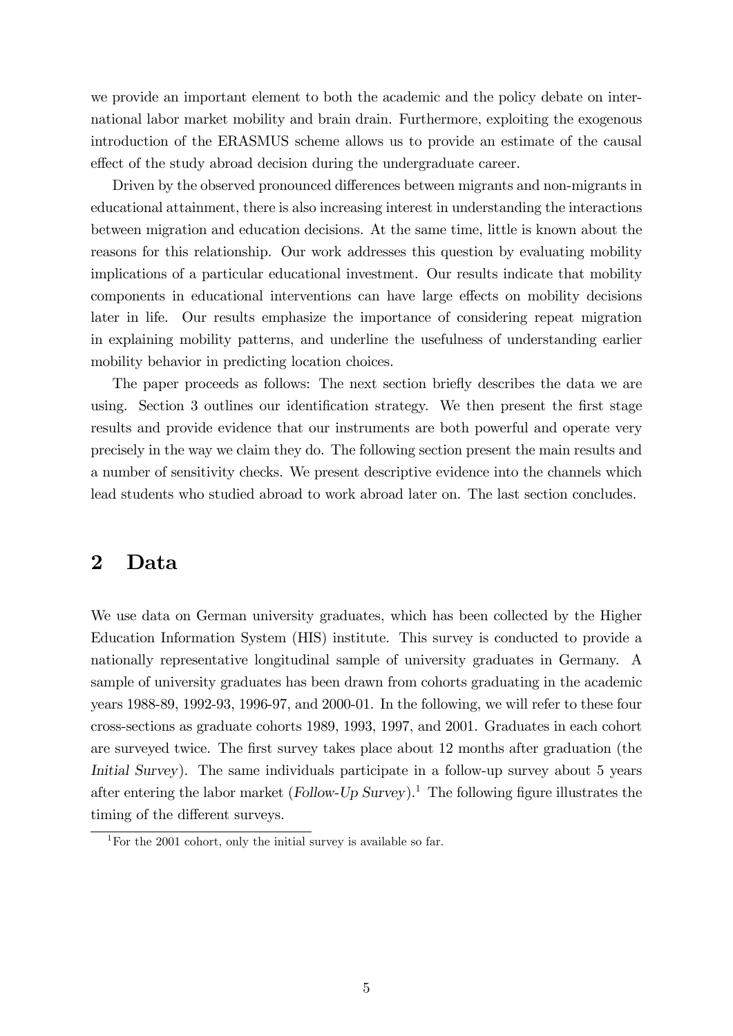we provide an important element to both the academic and the policy debate on international labor market mobility and brain drain. Furthermore, exploiting the exogenous introduction of the ERASMUS scheme allows us to provide an estimate of the causal effect of the study abroad decision during the undergraduate career.

Driven by the observed pronounced differences between migrants and non-migrants in educational attainment, there is also increasing interest in understanding the interactions between migration and education decisions. At the same time, little is known about the reasons for this relationship. Our work addresses this question by evaluating mobility implications of a particular educational investment. Our results indicate that mobility components in educational interventions can have large effects on mobility decisions later in life. Our results emphasize the importance of considering repeat migration in explaining mobility patterns, and underline the usefulness of understanding earlier mobility behavior in predicting location choices.

The paper proceeds as follows: The next section briefly describes the data we are using. Section 3 outlines our identification strategy. We then present the first stage results and provide evidence that our instruments are both powerful and operate very precisely in the way we claim they do. The following section present the main results and a number of sensitivity checks. We present descriptive evidence into the channels which lead students who studied abroad to work abroad later on. The last section concludes.

## 2 Data

We use data on German university graduates, which has been collected by the Higher Education Information System (HIS) institute. This survey is conducted to provide a nationally representative longitudinal sample of university graduates in Germany. A sample of university graduates has been drawn from cohorts graduating in the academic years 1988-89, 1992-93, 1996-97, and 2000-01. In the following, we will refer to these four cross-sections as graduate cohorts 1989, 1993, 1997, and 2001. Graduates in each cohort are surveyed twice. The first survey takes place about 12 months after graduation (the *Initial Survey*). The same individuals participate in a follow-up survey about 5 years after entering the labor market (*Follow-Up Survey*).[1] The following figure illustrates the timing of the different surveys.

[1] For the 2001 cohort, only the initial survey is available so far.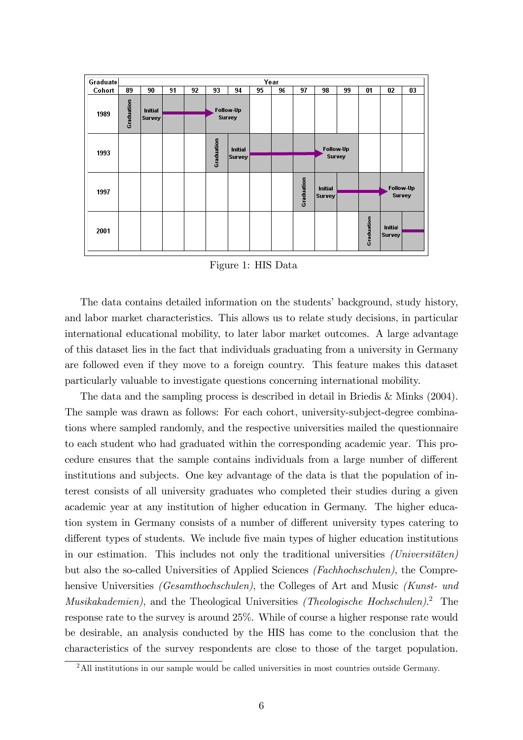| Graduate Cohort | Year | | | | | | | | | | | | | |
|---|---|---|---|---|---|---|---|---|---|---|---|---|---|---|
| | 89 | 90 | 91 | 92 | 93 | 94 | 95 | 96 | 97 | 98 | 99 | 01 | 02 | 03 |
| 1989 | Graduation | Initial Survey | → | → | Follow-Up Survey | | | | | | | | | |
| 1993 | | | | | Graduation | Initial Survey | → | → | → | Follow-Up Survey | | | | |
| 1997 | | | | | | | | | Graduation | Initial Survey | → | → | Follow-Up Survey | |
| 2001 | | | | | | | | | | | | Graduation | Initial Survey | → |

Figure 1: HIS Data

The data contains detailed information on the students' background, study history, and labor market characteristics. This allows us to relate study decisions, in particular international educational mobility, to later labor market outcomes. A large advantage of this dataset lies in the fact that individuals graduating from a university in Germany are followed even if they move to a foreign country. This feature makes this dataset particularly valuable to investigate questions concerning international mobility.

The data and the sampling process is described in detail in Briedis & Minks (2004). The sample was drawn as follows: For each cohort, university-subject-degree combinations where sampled randomly, and the respective universities mailed the questionnaire to each student who had graduated within the corresponding academic year. This procedure ensures that the sample contains individuals from a large number of different institutions and subjects. One key advantage of the data is that the population of interest consists of all university graduates who completed their studies during a given academic year at any institution of higher education in Germany. The higher education system in Germany consists of a number of different university types catering to different types of students. We include five main types of higher education institutions in our estimation. This includes not only the traditional universities *(Universitäten)* but also the so-called Universities of Applied Sciences *(Fachhochschulen)*, the Comprehensive Universities *(Gesamthochschulen)*, the Colleges of Art and Music *(Kunst- und Musikakademien)*, and the Theological Universities *(Theologische Hochschulen)*.[2] The response rate to the survey is around 25%. While of course a higher response rate would be desirable, an analysis conducted by the HIS has come to the conclusion that the characteristics of the survey respondents are close to those of the target population.

[2] All institutions in our sample would be called universities in most countries outside Germany.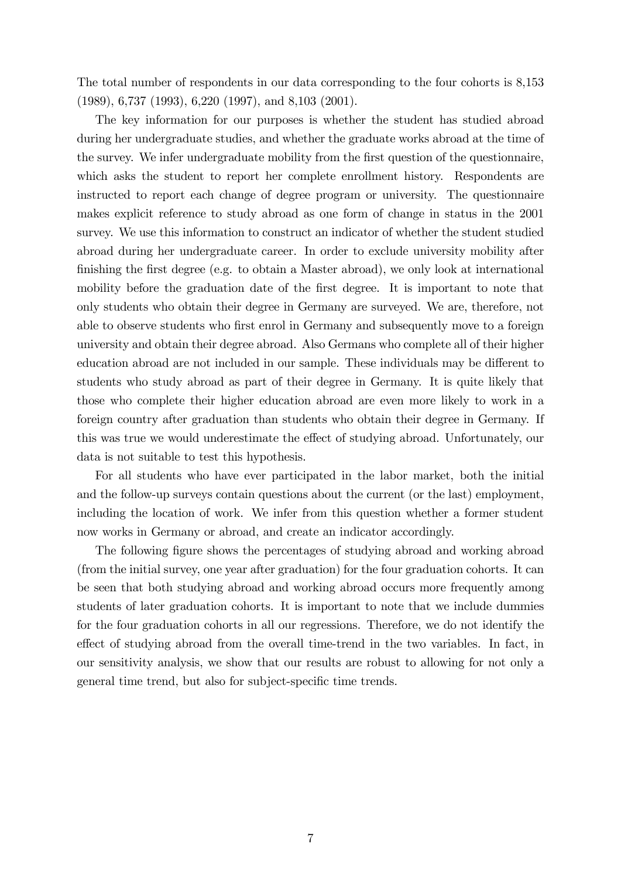The total number of respondents in our data corresponding to the four cohorts is 8,153 (1989), 6,737 (1993), 6,220 (1997), and 8,103 (2001).

The key information for our purposes is whether the student has studied abroad during her undergraduate studies, and whether the graduate works abroad at the time of the survey. We infer undergraduate mobility from the first question of the questionnaire, which asks the student to report her complete enrollment history. Respondents are instructed to report each change of degree program or university. The questionnaire makes explicit reference to study abroad as one form of change in status in the 2001 survey. We use this information to construct an indicator of whether the student studied abroad during her undergraduate career. In order to exclude university mobility after finishing the first degree (e.g. to obtain a Master abroad), we only look at international mobility before the graduation date of the first degree. It is important to note that only students who obtain their degree in Germany are surveyed. We are, therefore, not able to observe students who first enrol in Germany and subsequently move to a foreign university and obtain their degree abroad. Also Germans who complete all of their higher education abroad are not included in our sample. These individuals may be different to students who study abroad as part of their degree in Germany. It is quite likely that those who complete their higher education abroad are even more likely to work in a foreign country after graduation than students who obtain their degree in Germany. If this was true we would underestimate the effect of studying abroad. Unfortunately, our data is not suitable to test this hypothesis.

For all students who have ever participated in the labor market, both the initial and the follow-up surveys contain questions about the current (or the last) employment, including the location of work. We infer from this question whether a former student now works in Germany or abroad, and create an indicator accordingly.

The following figure shows the percentages of studying abroad and working abroad (from the initial survey, one year after graduation) for the four graduation cohorts. It can be seen that both studying abroad and working abroad occurs more frequently among students of later graduation cohorts. It is important to note that we include dummies for the four graduation cohorts in all our regressions. Therefore, we do not identify the effect of studying abroad from the overall time-trend in the two variables. In fact, in our sensitivity analysis, we show that our results are robust to allowing for not only a general time trend, but also for subject-specific time trends.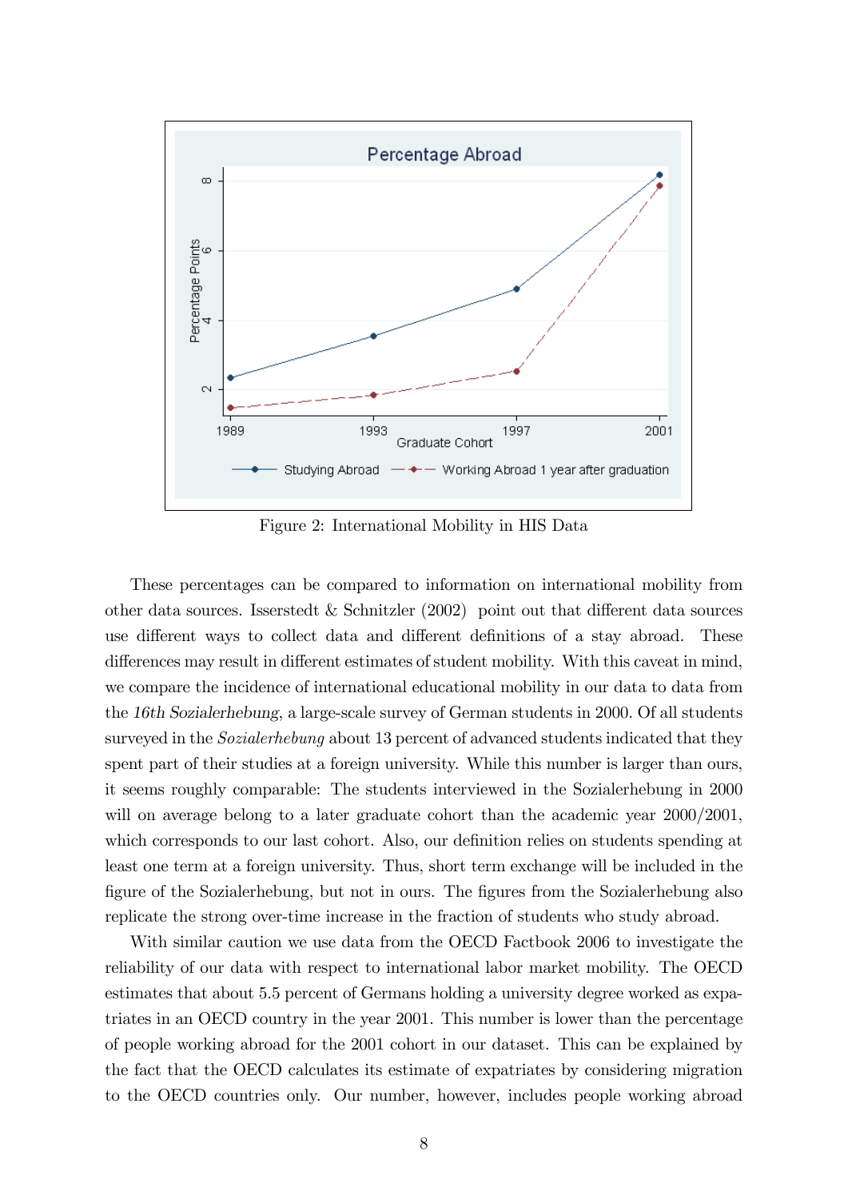Figure 2: International Mobility in HIS Data

These percentages can be compared to information on international mobility from other data sources. Isserstedt & Schnitzler (2002) point out that different data sources use different ways to collect data and different definitions of a stay abroad. These differences may result in different estimates of student mobility. With this caveat in mind, we compare the incidence of international educational mobility in our data to data from the *16th Sozialerhebung*, a large-scale survey of German students in 2000. Of all students surveyed in the *Sozialerhebung* about 13 percent of advanced students indicated that they spent part of their studies at a foreign university. While this number is larger than ours, it seems roughly comparable: The students interviewed in the Sozialerhebung in 2000 will on average belong to a later graduate cohort than the academic year 2000/2001, which corresponds to our last cohort. Also, our definition relies on students spending at least one term at a foreign university. Thus, short term exchange will be included in the figure of the Sozialerhebung, but not in ours. The figures from the Sozialerhebung also replicate the strong over-time increase in the fraction of students who study abroad.

With similar caution we use data from the OECD Factbook 2006 to investigate the reliability of our data with respect to international labor market mobility. The OECD estimates that about 5.5 percent of Germans holding a university degree worked as expatriates in an OECD country in the year 2001. This number is lower than the percentage of people working abroad for the 2001 cohort in our dataset. This can be explained by the fact that the OECD calculates its estimate of expatriates by considering migration to the OECD countries only. Our number, however, includes people working abroad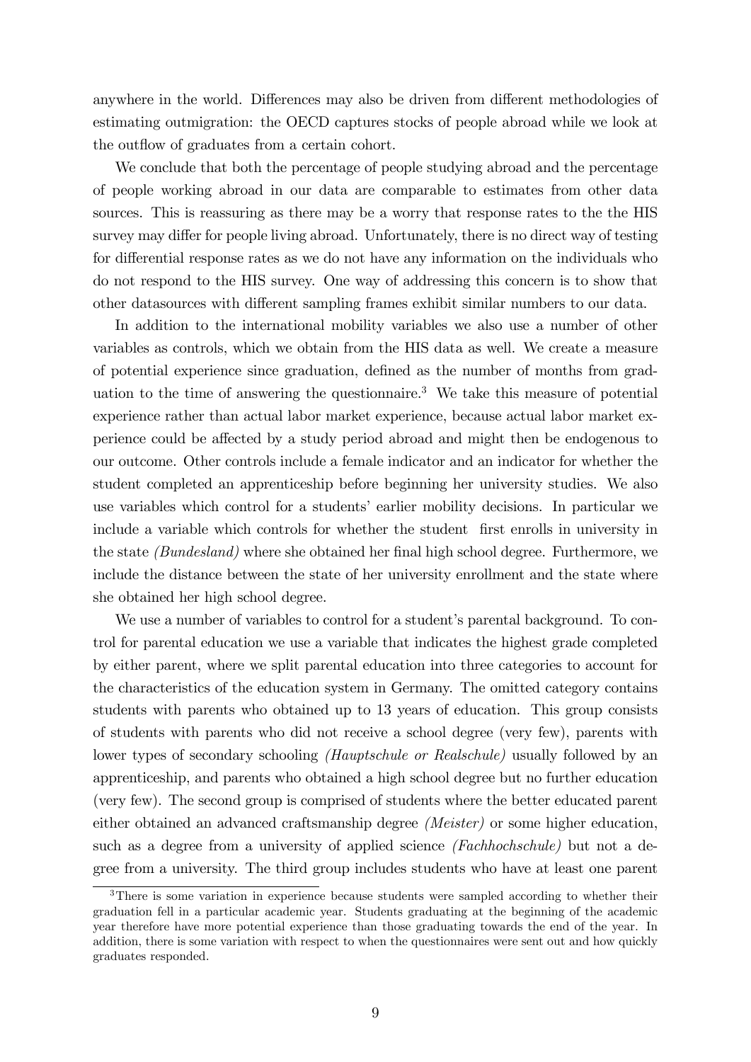anywhere in the world. Differences may also be driven from different methodologies of estimating outmigration: the OECD captures stocks of people abroad while we look at the outflow of graduates from a certain cohort.

We conclude that both the percentage of people studying abroad and the percentage of people working abroad in our data are comparable to estimates from other data sources. This is reassuring as there may be a worry that response rates to the the HIS survey may differ for people living abroad. Unfortunately, there is no direct way of testing for differential response rates as we do not have any information on the individuals who do not respond to the HIS survey. One way of addressing this concern is to show that other datasources with different sampling frames exhibit similar numbers to our data.

In addition to the international mobility variables we also use a number of other variables as controls, which we obtain from the HIS data as well. We create a measure of potential experience since graduation, defined as the number of months from graduation to the time of answering the questionnaire.[3] We take this measure of potential experience rather than actual labor market experience, because actual labor market experience could be affected by a study period abroad and might then be endogenous to our outcome. Other controls include a female indicator and an indicator for whether the student completed an apprenticeship before beginning her university studies. We also use variables which control for a students' earlier mobility decisions. In particular we include a variable which controls for whether the student first enrolls in university in the state *(Bundesland)* where she obtained her final high school degree. Furthermore, we include the distance between the state of her university enrollment and the state where she obtained her high school degree.

We use a number of variables to control for a student's parental background. To control for parental education we use a variable that indicates the highest grade completed by either parent, where we split parental education into three categories to account for the characteristics of the education system in Germany. The omitted category contains students with parents who obtained up to 13 years of education. This group consists of students with parents who did not receive a school degree (very few), parents with lower types of secondary schooling *(Hauptschule or Realschule)* usually followed by an apprenticeship, and parents who obtained a high school degree but no further education (very few). The second group is comprised of students where the better educated parent either obtained an advanced craftsmanship degree *(Meister)* or some higher education, such as a degree from a university of applied science *(Fachhochschule)* but not a degree from a university. The third group includes students who have at least one parent

[3] There is some variation in experience because students were sampled according to whether their graduation fell in a particular academic year. Students graduating at the beginning of the academic year therefore have more potential experience than those graduating towards the end of the year. In addition, there is some variation with respect to when the questionnaires were sent out and how quickly graduates responded.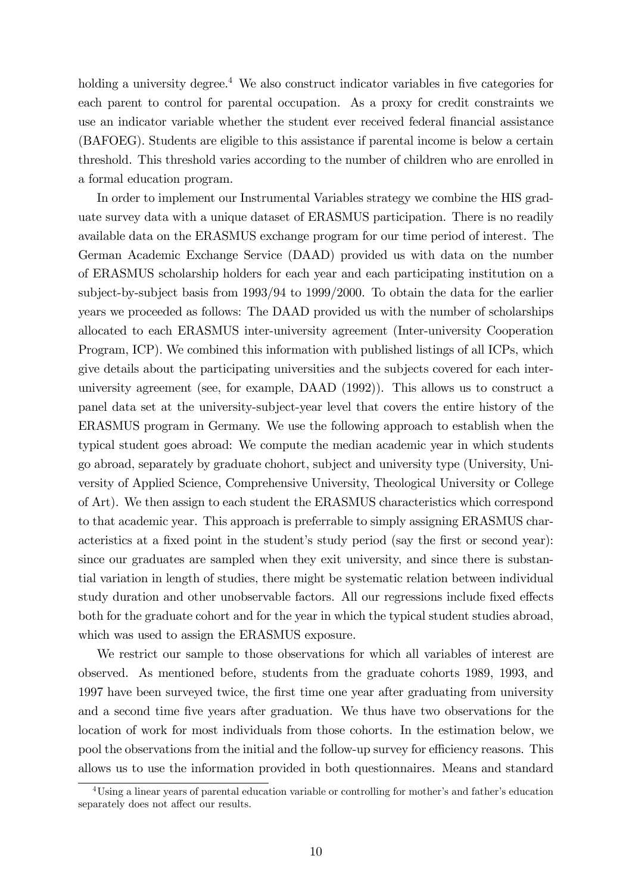holding a university degree.[4] We also construct indicator variables in five categories for each parent to control for parental occupation. As a proxy for credit constraints we use an indicator variable whether the student ever received federal financial assistance (BAFOEG). Students are eligible to this assistance if parental income is below a certain threshold. This threshold varies according to the number of children who are enrolled in a formal education program.

In order to implement our Instrumental Variables strategy we combine the HIS graduate survey data with a unique dataset of ERASMUS participation. There is no readily available data on the ERASMUS exchange program for our time period of interest. The German Academic Exchange Service (DAAD) provided us with data on the number of ERASMUS scholarship holders for each year and each participating institution on a subject-by-subject basis from 1993/94 to 1999/2000. To obtain the data for the earlier years we proceeded as follows: The DAAD provided us with the number of scholarships allocated to each ERASMUS inter-university agreement (Inter-university Cooperation Program, ICP). We combined this information with published listings of all ICPs, which give details about the participating universities and the subjects covered for each inter-university agreement (see, for example, DAAD (1992)). This allows us to construct a panel data set at the university-subject-year level that covers the entire history of the ERASMUS program in Germany. We use the following approach to establish when the typical student goes abroad: We compute the median academic year in which students go abroad, separately by graduate chohort, subject and university type (University, University of Applied Science, Comprehensive University, Theological University or College of Art). We then assign to each student the ERASMUS characteristics which correspond to that academic year. This approach is preferrable to simply assigning ERASMUS characteristics at a fixed point in the student's study period (say the first or second year): since our graduates are sampled when they exit university, and since there is substantial variation in length of studies, there might be systematic relation between individual study duration and other unobservable factors. All our regressions include fixed effects both for the graduate cohort and for the year in which the typical student studies abroad, which was used to assign the ERASMUS exposure.

We restrict our sample to those observations for which all variables of interest are observed. As mentioned before, students from the graduate cohorts 1989, 1993, and 1997 have been surveyed twice, the first time one year after graduating from university and a second time five years after graduation. We thus have two observations for the location of work for most individuals from those cohorts. In the estimation below, we pool the observations from the initial and the follow-up survey for efficiency reasons. This allows us to use the information provided in both questionnaires. Means and standard

[4] Using a linear years of parental education variable or controlling for mother's and father's education separately does not affect our results.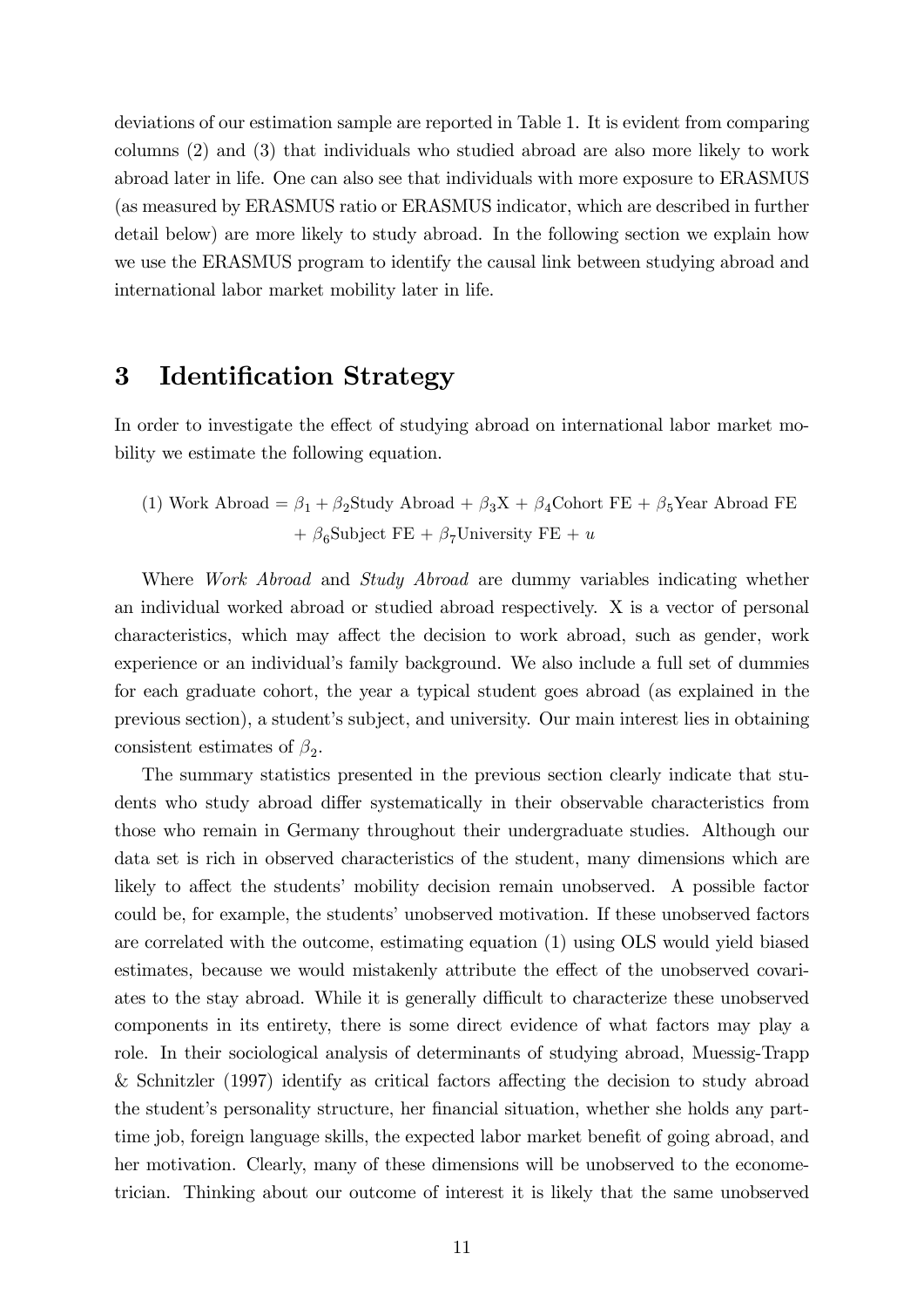deviations of our estimation sample are reported in Table 1. It is evident from comparing columns (2) and (3) that individuals who studied abroad are also more likely to work abroad later in life. One can also see that individuals with more exposure to ERASMUS (as measured by ERASMUS ratio or ERASMUS indicator, which are described in further detail below) are more likely to study abroad. In the following section we explain how we use the ERASMUS program to identify the causal link between studying abroad and international labor market mobility later in life.

# 3 Identification Strategy

In order to investigate the effect of studying abroad on international labor market mobility we estimate the following equation.

$$\text{(1) Work Abroad} = \beta_1 + \beta_2\text{Study Abroad} + \beta_3\text{X} + \beta_4\text{Cohort FE} + \beta_5\text{Year Abroad FE} + \beta_6\text{Subject FE} + \beta_7\text{University FE} + u$$

Where *Work Abroad* and *Study Abroad* are dummy variables indicating whether an individual worked abroad or studied abroad respectively. X is a vector of personal characteristics, which may affect the decision to work abroad, such as gender, work experience or an individual's family background. We also include a full set of dummies for each graduate cohort, the year a typical student goes abroad (as explained in the previous section), a student's subject, and university. Our main interest lies in obtaining consistent estimates of $\beta_2$.

The summary statistics presented in the previous section clearly indicate that students who study abroad differ systematically in their observable characteristics from those who remain in Germany throughout their undergraduate studies. Although our data set is rich in observed characteristics of the student, many dimensions which are likely to affect the students' mobility decision remain unobserved. A possible factor could be, for example, the students' unobserved motivation. If these unobserved factors are correlated with the outcome, estimating equation (1) using OLS would yield biased estimates, because we would mistakenly attribute the effect of the unobserved covariates to the stay abroad. While it is generally difficult to characterize these unobserved components in its entirety, there is some direct evidence of what factors may play a role. In their sociological analysis of determinants of studying abroad, Muessig-Trapp & Schnitzler (1997) identify as critical factors affecting the decision to study abroad the student's personality structure, her financial situation, whether she holds any part-time job, foreign language skills, the expected labor market benefit of going abroad, and her motivation. Clearly, many of these dimensions will be unobserved to the econometrician. Thinking about our outcome of interest it is likely that the same unobserved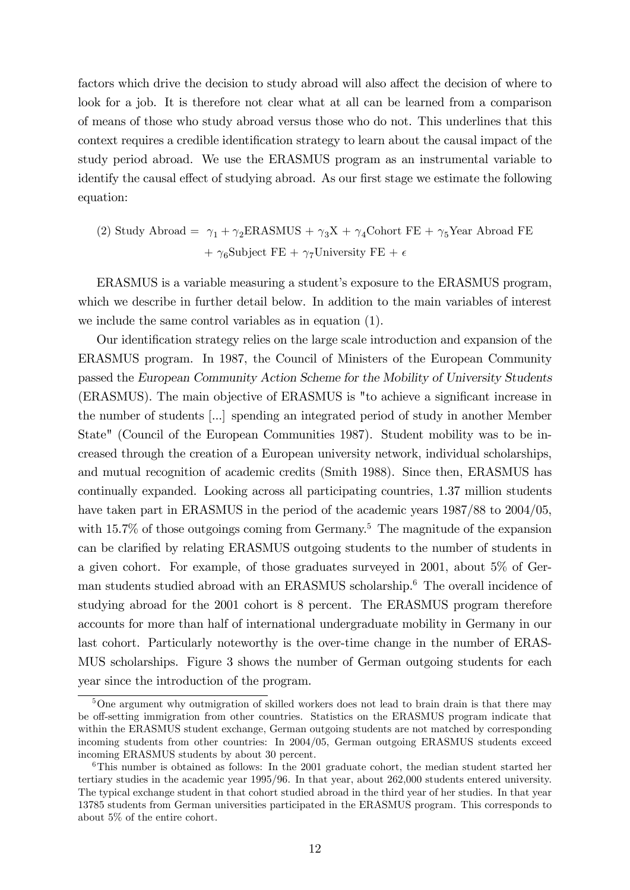factors which drive the decision to study abroad will also affect the decision of where to look for a job. It is therefore not clear what at all can be learned from a comparison of means of those who study abroad versus those who do not. This underlines that this context requires a credible identification strategy to learn about the causal impact of the study period abroad. We use the ERASMUS program as an instrumental variable to identify the causal effect of studying abroad. As our first stage we estimate the following equation:

$$
\begin{aligned}
\text{(2) Study Abroad} = \; & \gamma_1 + \gamma_2 \text{ERASMUS} + \gamma_3 \text{X} + \gamma_4 \text{Cohort FE} + \gamma_5 \text{Year Abroad FE} \\
& + \gamma_6 \text{Subject FE} + \gamma_7 \text{University FE} + \epsilon
\end{aligned}
$$

ERASMUS is a variable measuring a student's exposure to the ERASMUS program, which we describe in further detail below. In addition to the main variables of interest we include the same control variables as in equation (1).

Our identification strategy relies on the large scale introduction and expansion of the ERASMUS program. In 1987, the Council of Ministers of the European Community passed the *European Community Action Scheme for the Mobility of University Students* (ERASMUS). The main objective of ERASMUS is "to achieve a significant increase in the number of students [...] spending an integrated period of study in another Member State" (Council of the European Communities 1987). Student mobility was to be increased through the creation of a European university network, individual scholarships, and mutual recognition of academic credits (Smith 1988). Since then, ERASMUS has continually expanded. Looking across all participating countries, 1.37 million students have taken part in ERASMUS in the period of the academic years 1987/88 to 2004/05, with 15.7% of those outgoings coming from Germany.[5] The magnitude of the expansion can be clarified by relating ERASMUS outgoing students to the number of students in a given cohort. For example, of those graduates surveyed in 2001, about 5% of German students studied abroad with an ERASMUS scholarship.[6] The overall incidence of studying abroad for the 2001 cohort is 8 percent. The ERASMUS program therefore accounts for more than half of international undergraduate mobility in Germany in our last cohort. Particularly noteworthy is the over-time change in the number of ERASMUS scholarships. Figure 3 shows the number of German outgoing students for each year since the introduction of the program.

[5] One argument why outmigration of skilled workers does not lead to brain drain is that there may be off-setting immigration from other countries. Statistics on the ERASMUS program indicate that within the ERASMUS student exchange, German outgoing students are not matched by corresponding incoming students from other countries: In 2004/05, German outgoing ERASMUS students exceed incoming ERASMUS students by about 30 percent.

[6] This number is obtained as follows: In the 2001 graduate cohort, the median student started her tertiary studies in the academic year 1995/96. In that year, about 262,000 students entered university. The typical exchange student in that cohort studied abroad in the third year of her studies. In that year 13785 students from German universities participated in the ERASMUS program. This corresponds to about 5% of the entire cohort.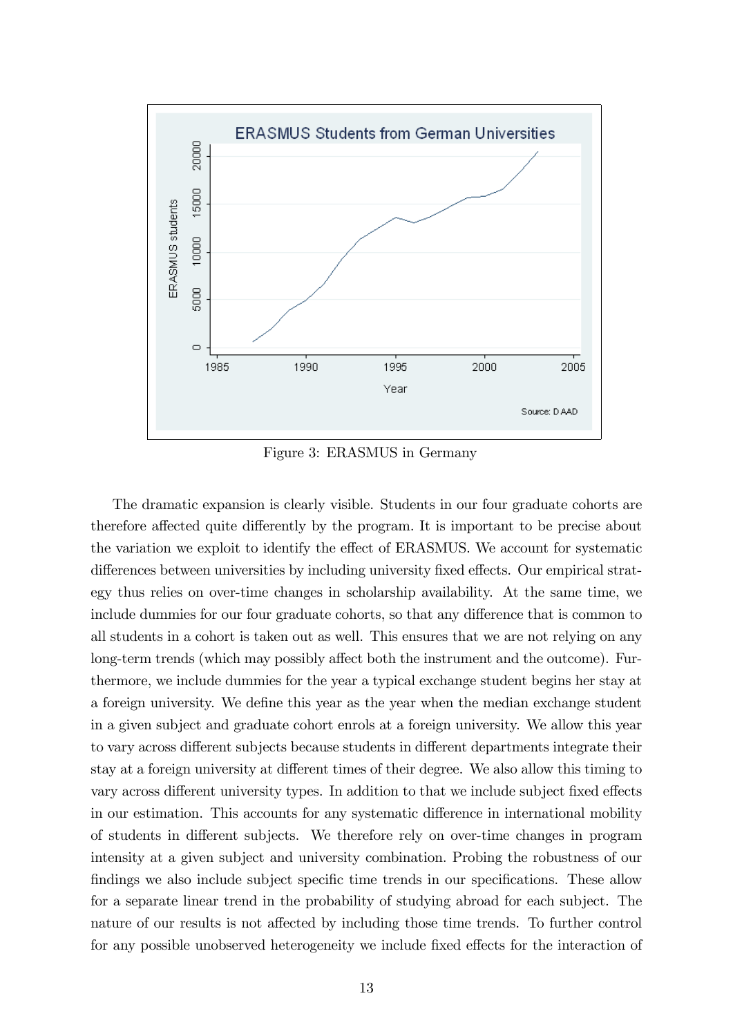Figure 3: ERASMUS in Germany

The dramatic expansion is clearly visible. Students in our four graduate cohorts are therefore affected quite differently by the program. It is important to be precise about the variation we exploit to identify the effect of ERASMUS. We account for systematic differences between universities by including university fixed effects. Our empirical strategy thus relies on over-time changes in scholarship availability. At the same time, we include dummies for our four graduate cohorts, so that any difference that is common to all students in a cohort is taken out as well. This ensures that we are not relying on any long-term trends (which may possibly affect both the instrument and the outcome). Furthermore, we include dummies for the year a typical exchange student begins her stay at a foreign university. We define this year as the year when the median exchange student in a given subject and graduate cohort enrols at a foreign university. We allow this year to vary across different subjects because students in different departments integrate their stay at a foreign university at different times of their degree. We also allow this timing to vary across different university types. In addition to that we include subject fixed effects in our estimation. This accounts for any systematic difference in international mobility of students in different subjects. We therefore rely on over-time changes in program intensity at a given subject and university combination. Probing the robustness of our findings we also include subject specific time trends in our specifications. These allow for a separate linear trend in the probability of studying abroad for each subject. The nature of our results is not affected by including those time trends. To further control for any possible unobserved heterogeneity we include fixed effects for the interaction of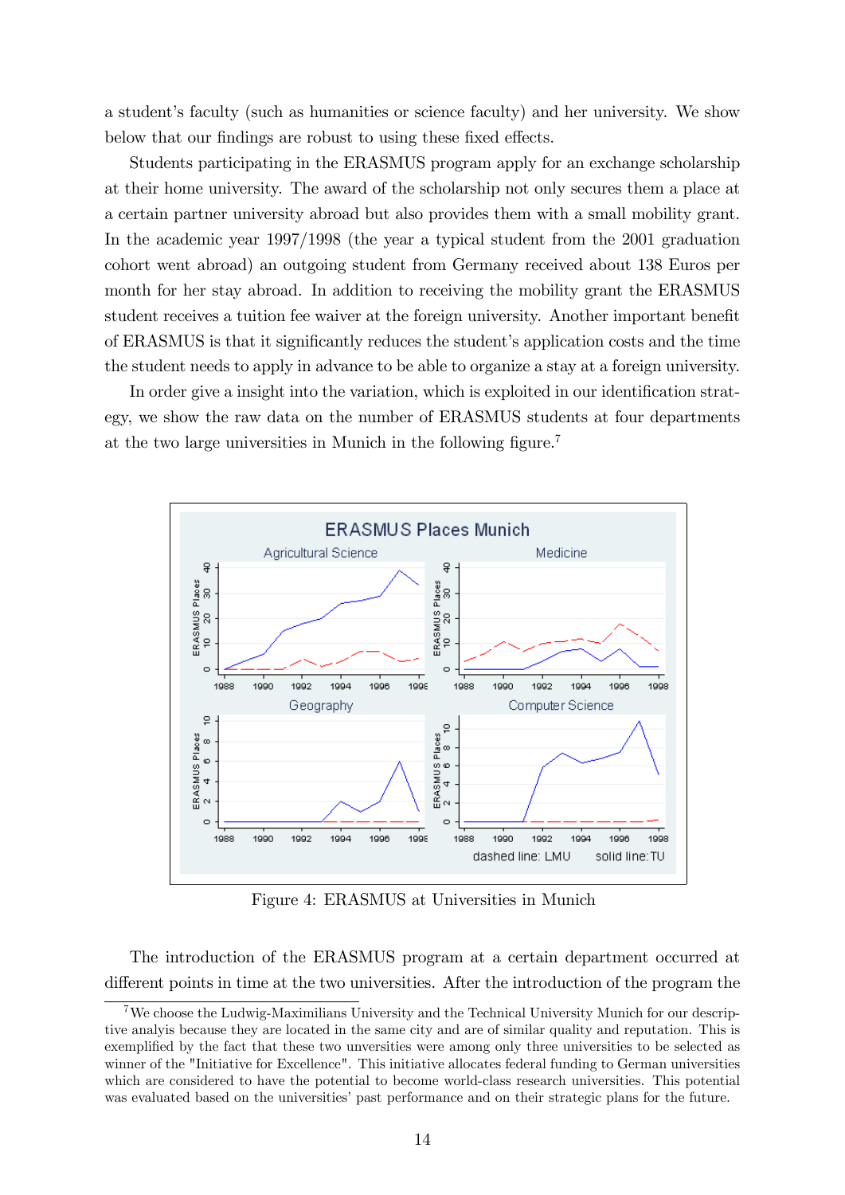a student's faculty (such as humanities or science faculty) and her university. We show below that our findings are robust to using these fixed effects.

Students participating in the ERASMUS program apply for an exchange scholarship at their home university. The award of the scholarship not only secures them a place at a certain partner university abroad but also provides them with a small mobility grant. In the academic year 1997/1998 (the year a typical student from the 2001 graduation cohort went abroad) an outgoing student from Germany received about 138 Euros per month for her stay abroad. In addition to receiving the mobility grant the ERASMUS student receives a tuition fee waiver at the foreign university. Another important benefit of ERASMUS is that it significantly reduces the student's application costs and the time the student needs to apply in advance to be able to organize a stay at a foreign university.

In order give a insight into the variation, which is exploited in our identification strategy, we show the raw data on the number of ERASMUS students at four departments at the two large universities in Munich in the following figure.[7]

Figure 4: ERASMUS at Universities in Munich

The introduction of the ERASMUS program at a certain department occurred at different points in time at the two universities. After the introduction of the program the

[7] We choose the Ludwig-Maximilians University and the Technical University Munich for our descriptive analyis because they are located in the same city and are of similar quality and reputation. This is exemplified by the fact that these two unversities were among only three universities to be selected as winner of the "Initiative for Excellence". This initiative allocates federal funding to German universities which are considered to have the potential to become world-class research universities. This potential was evaluated based on the universities' past performance and on their strategic plans for the future.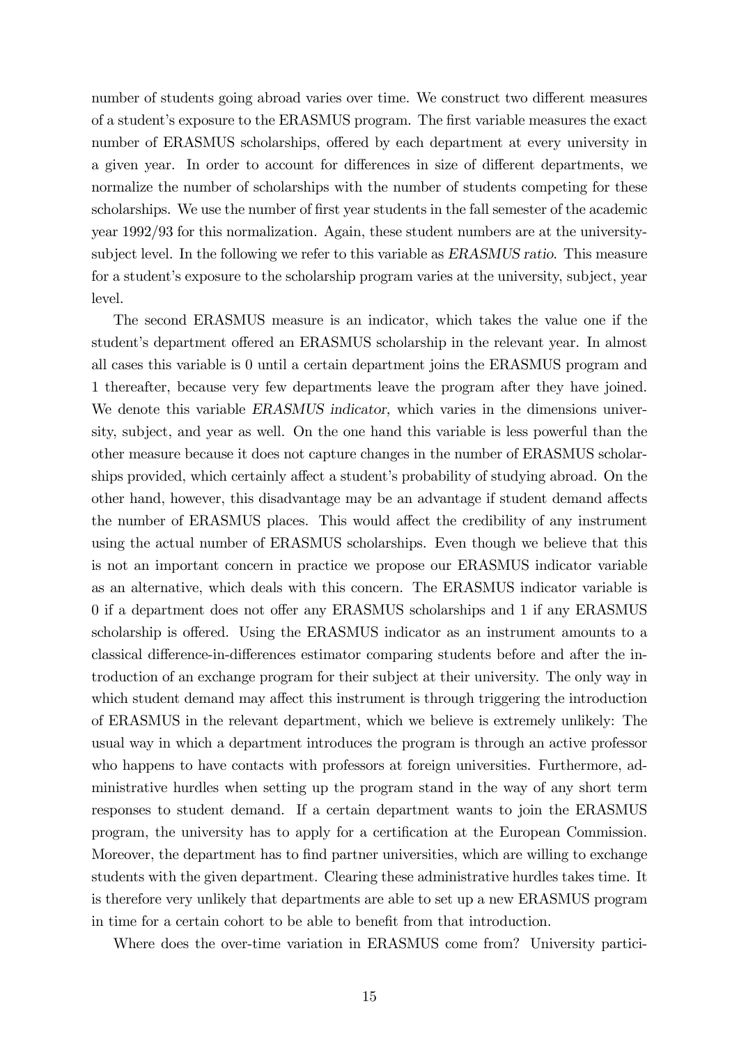number of students going abroad varies over time. We construct two different measures of a student's exposure to the ERASMUS program. The first variable measures the exact number of ERASMUS scholarships, offered by each department at every university in a given year. In order to account for differences in size of different departments, we normalize the number of scholarships with the number of students competing for these scholarships. We use the number of first year students in the fall semester of the academic year 1992/93 for this normalization. Again, these student numbers are at the university-subject level. In the following we refer to this variable as *ERASMUS ratio*. This measure for a student's exposure to the scholarship program varies at the university, subject, year level.

The second ERASMUS measure is an indicator, which takes the value one if the student's department offered an ERASMUS scholarship in the relevant year. In almost all cases this variable is 0 until a certain department joins the ERASMUS program and 1 thereafter, because very few departments leave the program after they have joined. We denote this variable *ERASMUS indicator*, which varies in the dimensions university, subject, and year as well. On the one hand this variable is less powerful than the other measure because it does not capture changes in the number of ERASMUS scholarships provided, which certainly affect a student's probability of studying abroad. On the other hand, however, this disadvantage may be an advantage if student demand affects the number of ERASMUS places. This would affect the credibility of any instrument using the actual number of ERASMUS scholarships. Even though we believe that this is not an important concern in practice we propose our ERASMUS indicator variable as an alternative, which deals with this concern. The ERASMUS indicator variable is 0 if a department does not offer any ERASMUS scholarships and 1 if any ERASMUS scholarship is offered. Using the ERASMUS indicator as an instrument amounts to a classical difference-in-differences estimator comparing students before and after the introduction of an exchange program for their subject at their university. The only way in which student demand may affect this instrument is through triggering the introduction of ERASMUS in the relevant department, which we believe is extremely unlikely: The usual way in which a department introduces the program is through an active professor who happens to have contacts with professors at foreign universities. Furthermore, administrative hurdles when setting up the program stand in the way of any short term responses to student demand. If a certain department wants to join the ERASMUS program, the university has to apply for a certification at the European Commission. Moreover, the department has to find partner universities, which are willing to exchange students with the given department. Clearing these administrative hurdles takes time. It is therefore very unlikely that departments are able to set up a new ERASMUS program in time for a certain cohort to be able to benefit from that introduction.

Where does the over-time variation in ERASMUS come from? University partici-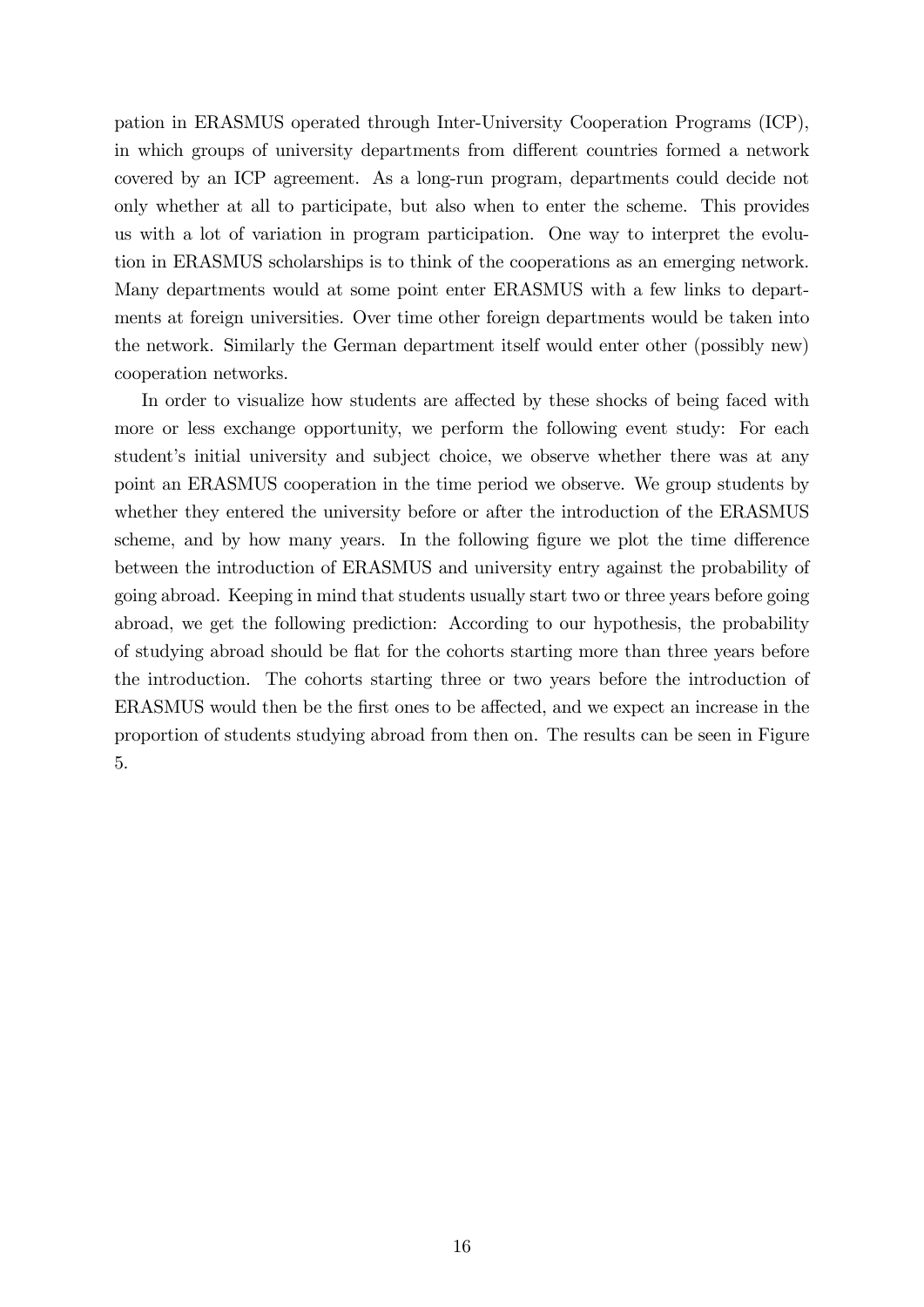pation in ERASMUS operated through Inter-University Cooperation Programs (ICP), in which groups of university departments from different countries formed a network covered by an ICP agreement. As a long-run program, departments could decide not only whether at all to participate, but also when to enter the scheme. This provides us with a lot of variation in program participation. One way to interpret the evolution in ERASMUS scholarships is to think of the cooperations as an emerging network. Many departments would at some point enter ERASMUS with a few links to departments at foreign universities. Over time other foreign departments would be taken into the network. Similarly the German department itself would enter other (possibly new) cooperation networks.

In order to visualize how students are affected by these shocks of being faced with more or less exchange opportunity, we perform the following event study: For each student's initial university and subject choice, we observe whether there was at any point an ERASMUS cooperation in the time period we observe. We group students by whether they entered the university before or after the introduction of the ERASMUS scheme, and by how many years. In the following figure we plot the time difference between the introduction of ERASMUS and university entry against the probability of going abroad. Keeping in mind that students usually start two or three years before going abroad, we get the following prediction: According to our hypothesis, the probability of studying abroad should be flat for the cohorts starting more than three years before the introduction. The cohorts starting three or two years before the introduction of ERASMUS would then be the first ones to be affected, and we expect an increase in the proportion of students studying abroad from then on. The results can be seen in Figure 5.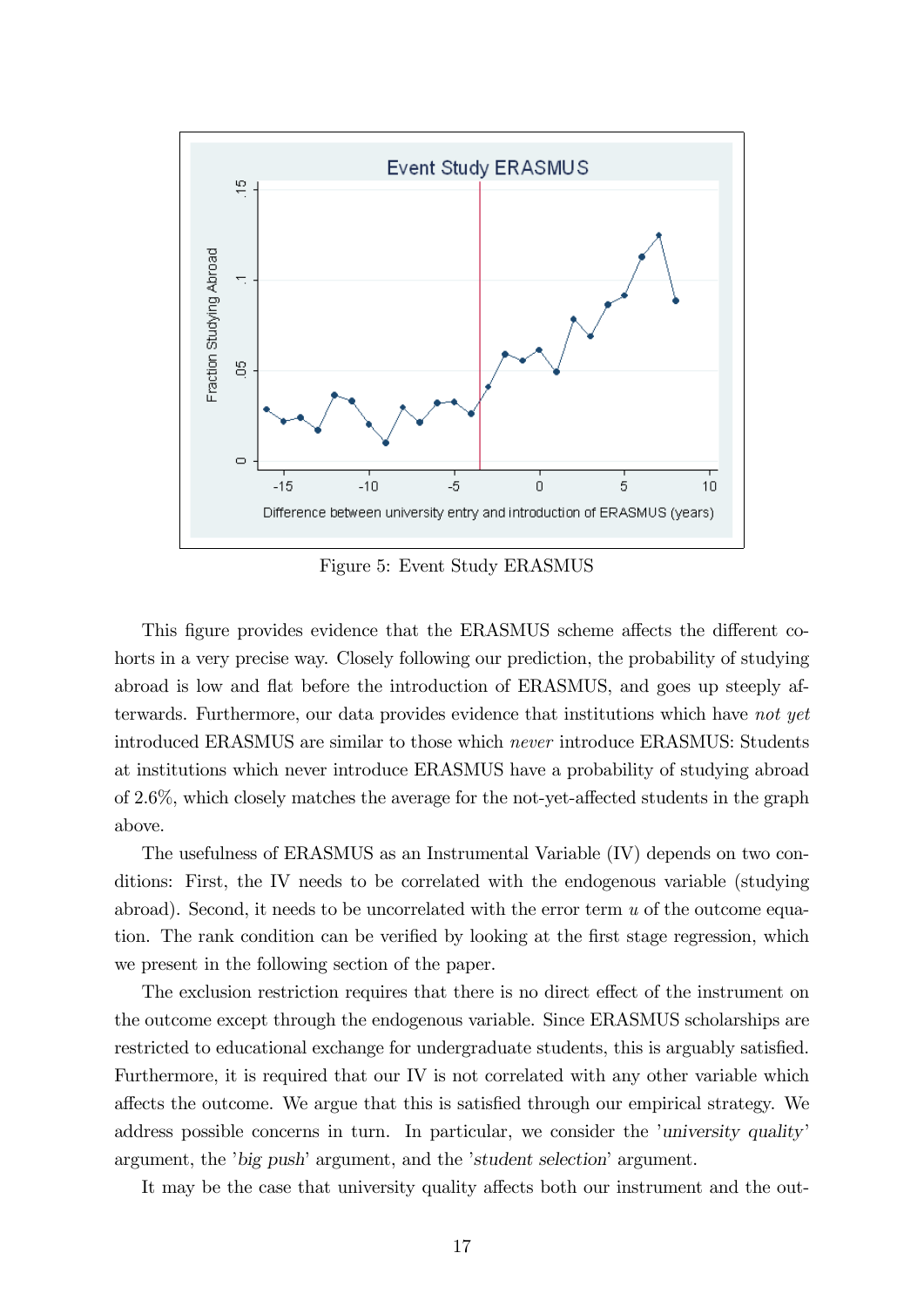Figure 5: Event Study ERASMUS

This figure provides evidence that the ERASMUS scheme affects the different cohorts in a very precise way. Closely following our prediction, the probability of studying abroad is low and flat before the introduction of ERASMUS, and goes up steeply afterwards. Furthermore, our data provides evidence that institutions which have *not yet* introduced ERASMUS are similar to those which *never* introduce ERASMUS: Students at institutions which never introduce ERASMUS have a probability of studying abroad of 2.6%, which closely matches the average for the not-yet-affected students in the graph above.

The usefulness of ERASMUS as an Instrumental Variable (IV) depends on two conditions: First, the IV needs to be correlated with the endogenous variable (studying abroad). Second, it needs to be uncorrelated with the error term $u$ of the outcome equation. The rank condition can be verified by looking at the first stage regression, which we present in the following section of the paper.

The exclusion restriction requires that there is no direct effect of the instrument on the outcome except through the endogenous variable. Since ERASMUS scholarships are restricted to educational exchange for undergraduate students, this is arguably satisfied. Furthermore, it is required that our IV is not correlated with any other variable which affects the outcome. We argue that this is satisfied through our empirical strategy. We address possible concerns in turn. In particular, we consider the '*university quality*' argument, the '*big push*' argument, and the '*student selection*' argument.

It may be the case that university quality affects both our instrument and the out-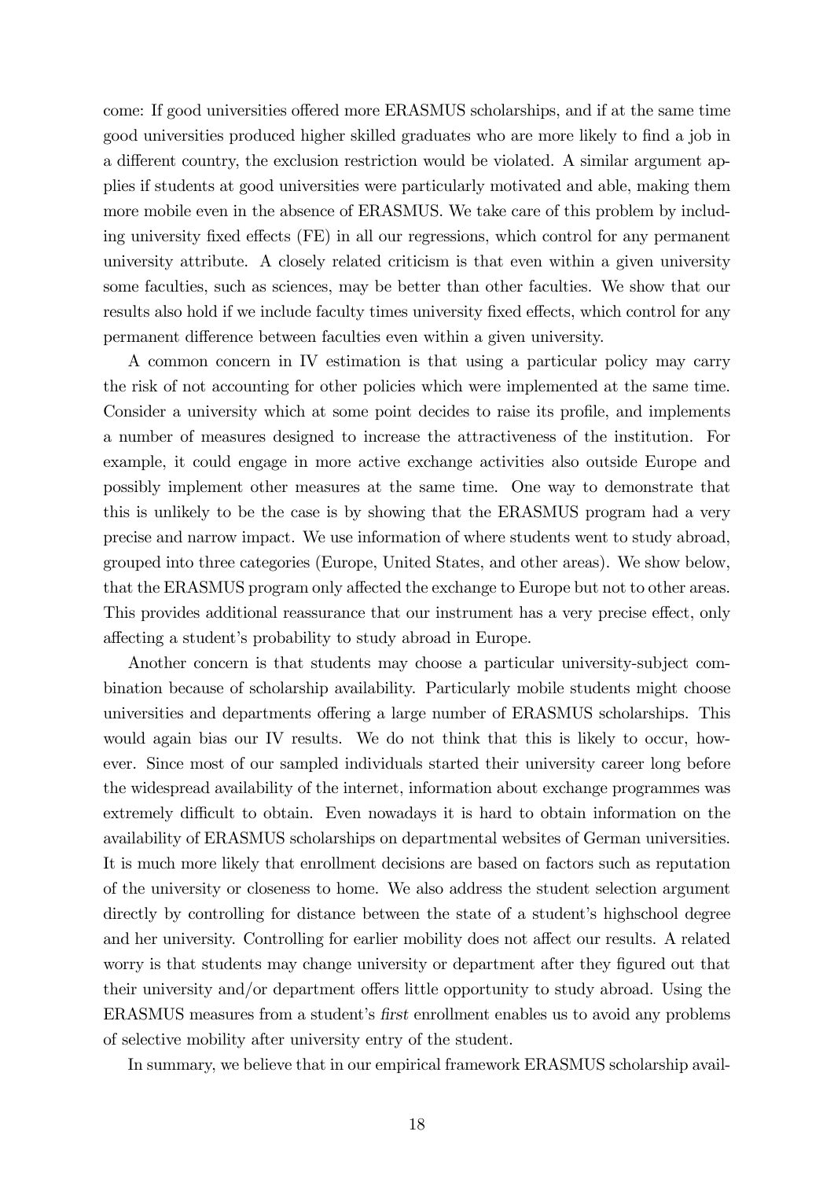come: If good universities offered more ERASMUS scholarships, and if at the same time good universities produced higher skilled graduates who are more likely to find a job in a different country, the exclusion restriction would be violated. A similar argument applies if students at good universities were particularly motivated and able, making them more mobile even in the absence of ERASMUS. We take care of this problem by including university fixed effects (FE) in all our regressions, which control for any permanent university attribute. A closely related criticism is that even within a given university some faculties, such as sciences, may be better than other faculties. We show that our results also hold if we include faculty times university fixed effects, which control for any permanent difference between faculties even within a given university.

A common concern in IV estimation is that using a particular policy may carry the risk of not accounting for other policies which were implemented at the same time. Consider a university which at some point decides to raise its profile, and implements a number of measures designed to increase the attractiveness of the institution. For example, it could engage in more active exchange activities also outside Europe and possibly implement other measures at the same time. One way to demonstrate that this is unlikely to be the case is by showing that the ERASMUS program had a very precise and narrow impact. We use information of where students went to study abroad, grouped into three categories (Europe, United States, and other areas). We show below, that the ERASMUS program only affected the exchange to Europe but not to other areas. This provides additional reassurance that our instrument has a very precise effect, only affecting a student's probability to study abroad in Europe.

Another concern is that students may choose a particular university-subject combination because of scholarship availability. Particularly mobile students might choose universities and departments offering a large number of ERASMUS scholarships. This would again bias our IV results. We do not think that this is likely to occur, however. Since most of our sampled individuals started their university career long before the widespread availability of the internet, information about exchange programmes was extremely difficult to obtain. Even nowadays it is hard to obtain information on the availability of ERASMUS scholarships on departmental websites of German universities. It is much more likely that enrollment decisions are based on factors such as reputation of the university or closeness to home. We also address the student selection argument directly by controlling for distance between the state of a student's highschool degree and her university. Controlling for earlier mobility does not affect our results. A related worry is that students may change university or department after they figured out that their university and/or department offers little opportunity to study abroad. Using the ERASMUS measures from a student's *first* enrollment enables us to avoid any problems of selective mobility after university entry of the student.

In summary, we believe that in our empirical framework ERASMUS scholarship avail-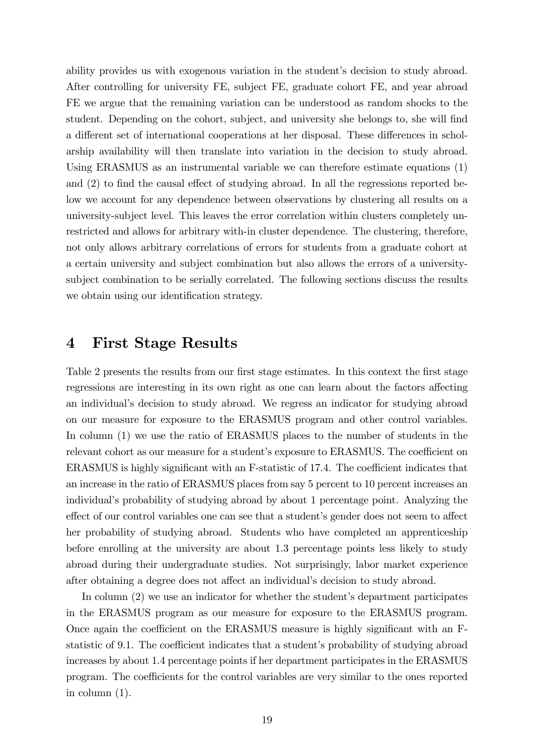ability provides us with exogenous variation in the student's decision to study abroad. After controlling for university FE, subject FE, graduate cohort FE, and year abroad FE we argue that the remaining variation can be understood as random shocks to the student. Depending on the cohort, subject, and university she belongs to, she will find a different set of international cooperations at her disposal. These differences in scholarship availability will then translate into variation in the decision to study abroad. Using ERASMUS as an instrumental variable we can therefore estimate equations (1) and (2) to find the causal effect of studying abroad. In all the regressions reported below we account for any dependence between observations by clustering all results on a university-subject level. This leaves the error correlation within clusters completely unrestricted and allows for arbitrary with-in cluster dependence. The clustering, therefore, not only allows arbitrary correlations of errors for students from a graduate cohort at a certain university and subject combination but also allows the errors of a university-subject combination to be serially correlated. The following sections discuss the results we obtain using our identification strategy.

# 4 First Stage Results

Table 2 presents the results from our first stage estimates. In this context the first stage regressions are interesting in its own right as one can learn about the factors affecting an individual's decision to study abroad. We regress an indicator for studying abroad on our measure for exposure to the ERASMUS program and other control variables. In column (1) we use the ratio of ERASMUS places to the number of students in the relevant cohort as our measure for a student's exposure to ERASMUS. The coefficient on ERASMUS is highly significant with an F-statistic of 17.4. The coefficient indicates that an increase in the ratio of ERASMUS places from say 5 percent to 10 percent increases an individual's probability of studying abroad by about 1 percentage point. Analyzing the effect of our control variables one can see that a student's gender does not seem to affect her probability of studying abroad. Students who have completed an apprenticeship before enrolling at the university are about 1.3 percentage points less likely to study abroad during their undergraduate studies. Not surprisingly, labor market experience after obtaining a degree does not affect an individual's decision to study abroad.

In column (2) we use an indicator for whether the student's department participates in the ERASMUS program as our measure for exposure to the ERASMUS program. Once again the coefficient on the ERASMUS measure is highly significant with an F-statistic of 9.1. The coefficient indicates that a student's probability of studying abroad increases by about 1.4 percentage points if her department participates in the ERASMUS program. The coefficients for the control variables are very similar to the ones reported in column (1).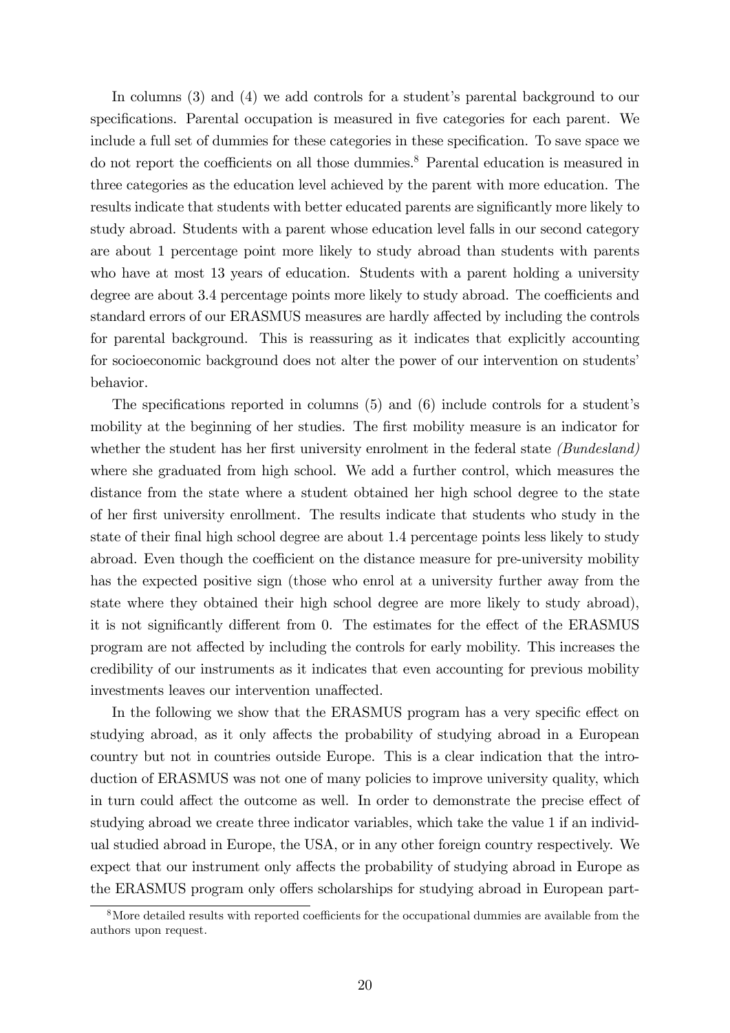In columns (3) and (4) we add controls for a student's parental background to our specifications. Parental occupation is measured in five categories for each parent. We include a full set of dummies for these categories in these specification. To save space we do not report the coefficients on all those dummies.[8] Parental education is measured in three categories as the education level achieved by the parent with more education. The results indicate that students with better educated parents are significantly more likely to study abroad. Students with a parent whose education level falls in our second category are about 1 percentage point more likely to study abroad than students with parents who have at most 13 years of education. Students with a parent holding a university degree are about 3.4 percentage points more likely to study abroad. The coefficients and standard errors of our ERASMUS measures are hardly affected by including the controls for parental background. This is reassuring as it indicates that explicitly accounting for socioeconomic background does not alter the power of our intervention on students' behavior.

The specifications reported in columns (5) and (6) include controls for a student's mobility at the beginning of her studies. The first mobility measure is an indicator for whether the student has her first university enrolment in the federal state *(Bundesland)* where she graduated from high school. We add a further control, which measures the distance from the state where a student obtained her high school degree to the state of her first university enrollment. The results indicate that students who study in the state of their final high school degree are about 1.4 percentage points less likely to study abroad. Even though the coefficient on the distance measure for pre-university mobility has the expected positive sign (those who enrol at a university further away from the state where they obtained their high school degree are more likely to study abroad), it is not significantly different from 0. The estimates for the effect of the ERASMUS program are not affected by including the controls for early mobility. This increases the credibility of our instruments as it indicates that even accounting for previous mobility investments leaves our intervention unaffected.

In the following we show that the ERASMUS program has a very specific effect on studying abroad, as it only affects the probability of studying abroad in a European country but not in countries outside Europe. This is a clear indication that the introduction of ERASMUS was not one of many policies to improve university quality, which in turn could affect the outcome as well. In order to demonstrate the precise effect of studying abroad we create three indicator variables, which take the value 1 if an individual studied abroad in Europe, the USA, or in any other foreign country respectively. We expect that our instrument only affects the probability of studying abroad in Europe as the ERASMUS program only offers scholarships for studying abroad in European part-

[8] More detailed results with reported coefficients for the occupational dummies are available from the authors upon request.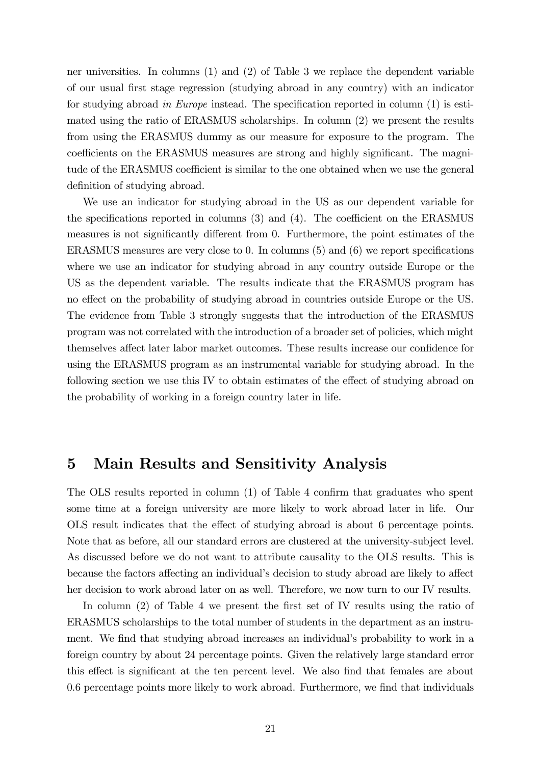ner universities. In columns (1) and (2) of Table 3 we replace the dependent variable of our usual first stage regression (studying abroad in any country) with an indicator for studying abroad *in Europe* instead. The specification reported in column (1) is estimated using the ratio of ERASMUS scholarships. In column (2) we present the results from using the ERASMUS dummy as our measure for exposure to the program. The coefficients on the ERASMUS measures are strong and highly significant. The magnitude of the ERASMUS coefficient is similar to the one obtained when we use the general definition of studying abroad.

We use an indicator for studying abroad in the US as our dependent variable for the specifications reported in columns (3) and (4). The coefficient on the ERASMUS measures is not significantly different from 0. Furthermore, the point estimates of the ERASMUS measures are very close to 0. In columns (5) and (6) we report specifications where we use an indicator for studying abroad in any country outside Europe or the US as the dependent variable. The results indicate that the ERASMUS program has no effect on the probability of studying abroad in countries outside Europe or the US. The evidence from Table 3 strongly suggests that the introduction of the ERASMUS program was not correlated with the introduction of a broader set of policies, which might themselves affect later labor market outcomes. These results increase our confidence for using the ERASMUS program as an instrumental variable for studying abroad. In the following section we use this IV to obtain estimates of the effect of studying abroad on the probability of working in a foreign country later in life.

# 5 Main Results and Sensitivity Analysis

The OLS results reported in column (1) of Table 4 confirm that graduates who spent some time at a foreign university are more likely to work abroad later in life. Our OLS result indicates that the effect of studying abroad is about 6 percentage points. Note that as before, all our standard errors are clustered at the university-subject level. As discussed before we do not want to attribute causality to the OLS results. This is because the factors affecting an individual's decision to study abroad are likely to affect her decision to work abroad later on as well. Therefore, we now turn to our IV results.

In column (2) of Table 4 we present the first set of IV results using the ratio of ERASMUS scholarships to the total number of students in the department as an instrument. We find that studying abroad increases an individual's probability to work in a foreign country by about 24 percentage points. Given the relatively large standard error this effect is significant at the ten percent level. We also find that females are about 0.6 percentage points more likely to work abroad. Furthermore, we find that individuals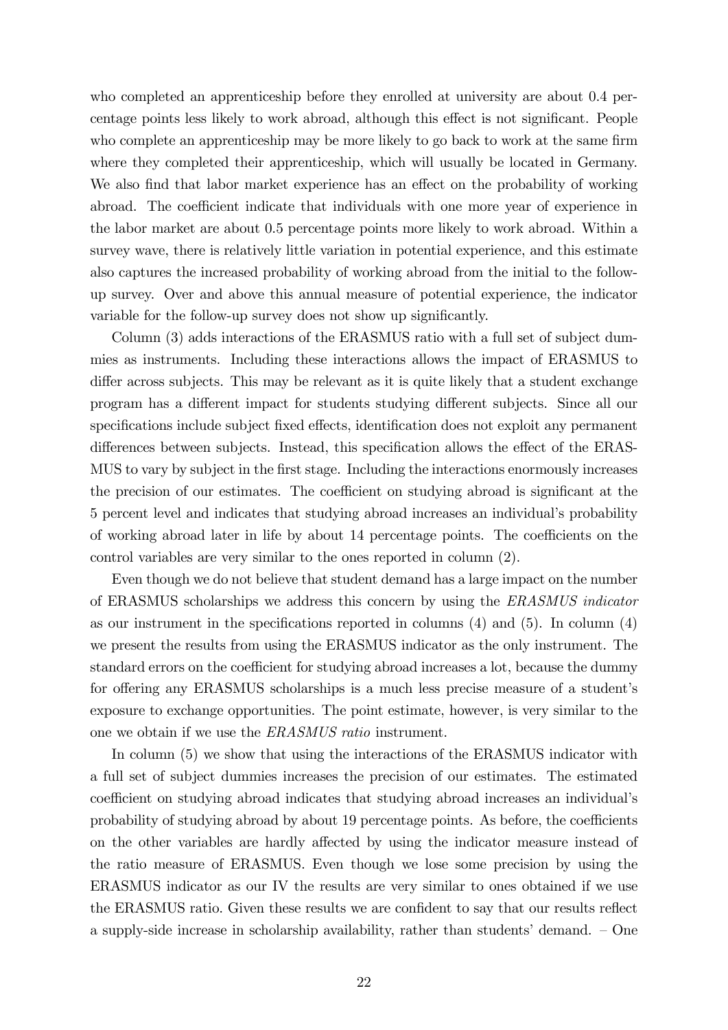who completed an apprenticeship before they enrolled at university are about 0.4 percentage points less likely to work abroad, although this effect is not significant. People who complete an apprenticeship may be more likely to go back to work at the same firm where they completed their apprenticeship, which will usually be located in Germany. We also find that labor market experience has an effect on the probability of working abroad. The coefficient indicate that individuals with one more year of experience in the labor market are about 0.5 percentage points more likely to work abroad. Within a survey wave, there is relatively little variation in potential experience, and this estimate also captures the increased probability of working abroad from the initial to the follow-up survey. Over and above this annual measure of potential experience, the indicator variable for the follow-up survey does not show up significantly.

Column (3) adds interactions of the ERASMUS ratio with a full set of subject dummies as instruments. Including these interactions allows the impact of ERASMUS to differ across subjects. This may be relevant as it is quite likely that a student exchange program has a different impact for students studying different subjects. Since all our specifications include subject fixed effects, identification does not exploit any permanent differences between subjects. Instead, this specification allows the effect of the ERASMUS to vary by subject in the first stage. Including the interactions enormously increases the precision of our estimates. The coefficient on studying abroad is significant at the 5 percent level and indicates that studying abroad increases an individual's probability of working abroad later in life by about 14 percentage points. The coefficients on the control variables are very similar to the ones reported in column (2).

Even though we do not believe that student demand has a large impact on the number of ERASMUS scholarships we address this concern by using the *ERASMUS indicator* as our instrument in the specifications reported in columns (4) and (5). In column (4) we present the results from using the ERASMUS indicator as the only instrument. The standard errors on the coefficient for studying abroad increases a lot, because the dummy for offering any ERASMUS scholarships is a much less precise measure of a student's exposure to exchange opportunities. The point estimate, however, is very similar to the one we obtain if we use the *ERASMUS ratio* instrument.

In column (5) we show that using the interactions of the ERASMUS indicator with a full set of subject dummies increases the precision of our estimates. The estimated coefficient on studying abroad indicates that studying abroad increases an individual's probability of studying abroad by about 19 percentage points. As before, the coefficients on the other variables are hardly affected by using the indicator measure instead of the ratio measure of ERASMUS. Even though we lose some precision by using the ERASMUS indicator as our IV the results are very similar to ones obtained if we use the ERASMUS ratio. Given these results we are confident to say that our results reflect a supply-side increase in scholarship availability, rather than students' demand. – One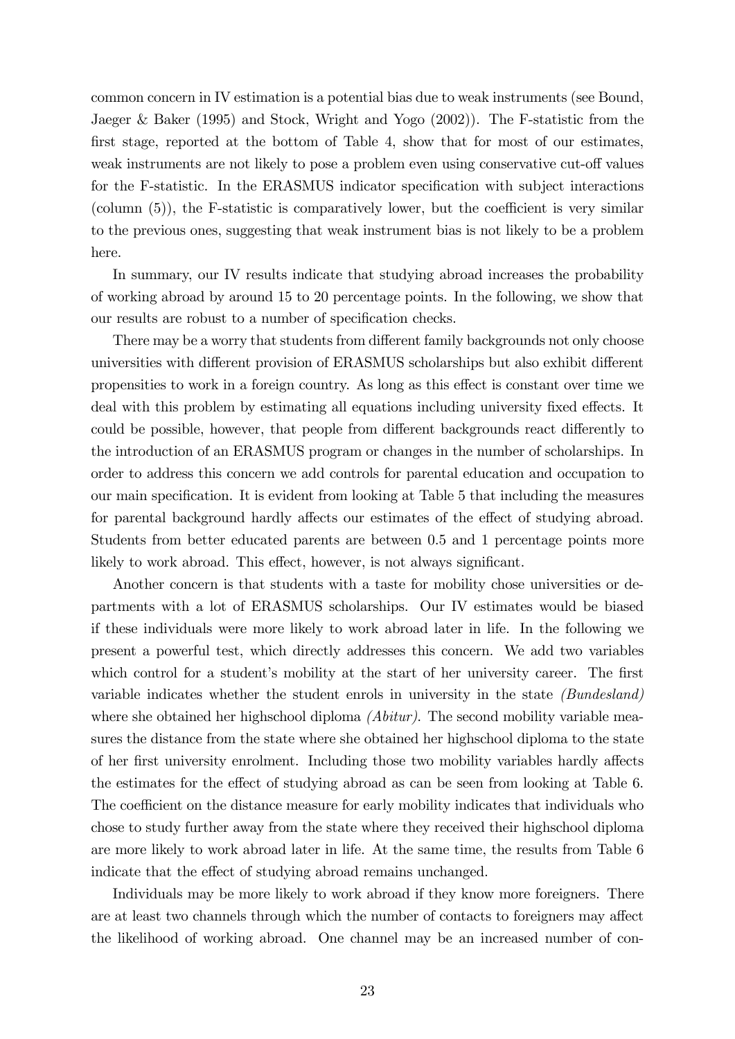common concern in IV estimation is a potential bias due to weak instruments (see Bound, Jaeger & Baker (1995) and Stock, Wright and Yogo (2002)). The F-statistic from the first stage, reported at the bottom of Table 4, show that for most of our estimates, weak instruments are not likely to pose a problem even using conservative cut-off values for the F-statistic. In the ERASMUS indicator specification with subject interactions (column (5)), the F-statistic is comparatively lower, but the coefficient is very similar to the previous ones, suggesting that weak instrument bias is not likely to be a problem here.

In summary, our IV results indicate that studying abroad increases the probability of working abroad by around 15 to 20 percentage points. In the following, we show that our results are robust to a number of specification checks.

There may be a worry that students from different family backgrounds not only choose universities with different provision of ERASMUS scholarships but also exhibit different propensities to work in a foreign country. As long as this effect is constant over time we deal with this problem by estimating all equations including university fixed effects. It could be possible, however, that people from different backgrounds react differently to the introduction of an ERASMUS program or changes in the number of scholarships. In order to address this concern we add controls for parental education and occupation to our main specification. It is evident from looking at Table 5 that including the measures for parental background hardly affects our estimates of the effect of studying abroad. Students from better educated parents are between 0.5 and 1 percentage points more likely to work abroad. This effect, however, is not always significant.

Another concern is that students with a taste for mobility chose universities or departments with a lot of ERASMUS scholarships. Our IV estimates would be biased if these individuals were more likely to work abroad later in life. In the following we present a powerful test, which directly addresses this concern. We add two variables which control for a student's mobility at the start of her university career. The first variable indicates whether the student enrols in university in the state *(Bundesland)* where she obtained her highschool diploma *(Abitur)*. The second mobility variable measures the distance from the state where she obtained her highschool diploma to the state of her first university enrolment. Including those two mobility variables hardly affects the estimates for the effect of studying abroad as can be seen from looking at Table 6. The coefficient on the distance measure for early mobility indicates that individuals who chose to study further away from the state where they received their highschool diploma are more likely to work abroad later in life. At the same time, the results from Table 6 indicate that the effect of studying abroad remains unchanged.

Individuals may be more likely to work abroad if they know more foreigners. There are at least two channels through which the number of contacts to foreigners may affect the likelihood of working abroad. One channel may be an increased number of con-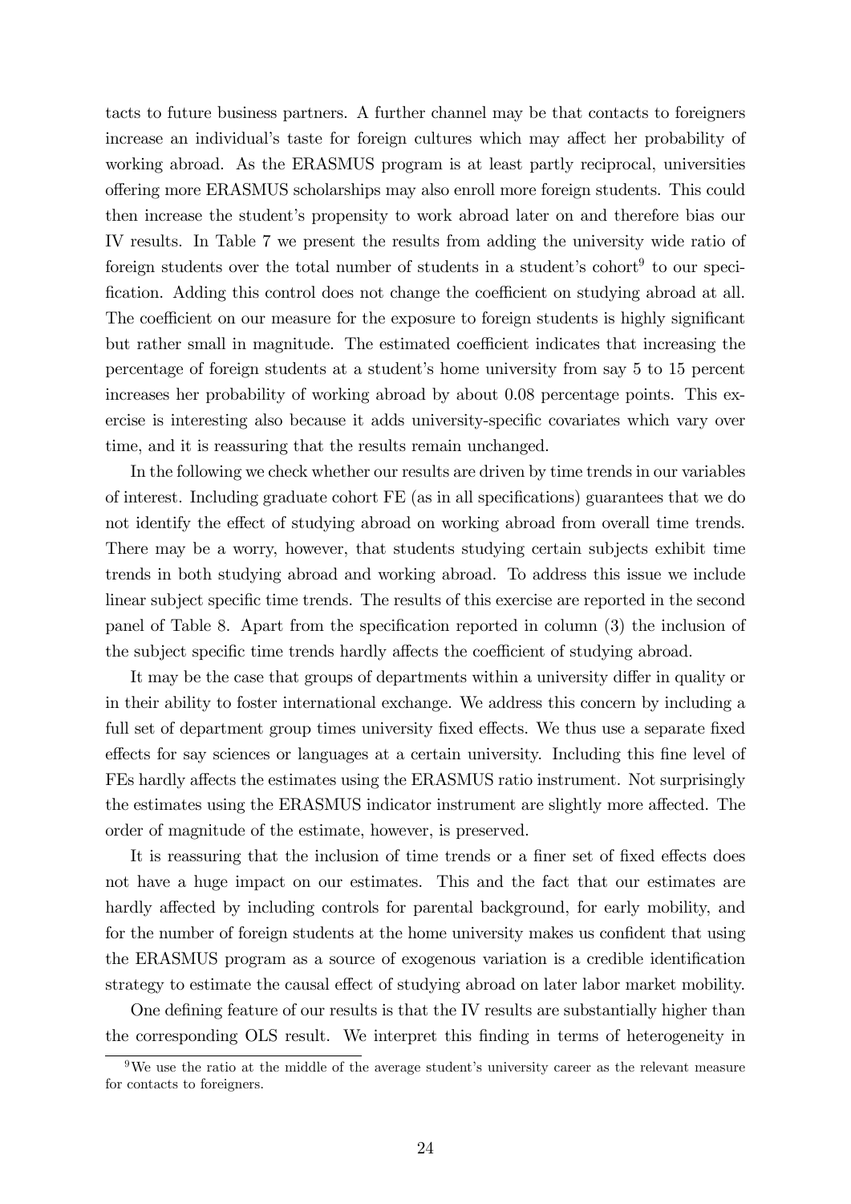tacts to future business partners. A further channel may be that contacts to foreigners increase an individual's taste for foreign cultures which may affect her probability of working abroad. As the ERASMUS program is at least partly reciprocal, universities offering more ERASMUS scholarships may also enroll more foreign students. This could then increase the student's propensity to work abroad later on and therefore bias our IV results. In Table 7 we present the results from adding the university wide ratio of foreign students over the total number of students in a student's cohort[9] to our specification. Adding this control does not change the coefficient on studying abroad at all. The coefficient on our measure for the exposure to foreign students is highly significant but rather small in magnitude. The estimated coefficient indicates that increasing the percentage of foreign students at a student's home university from say 5 to 15 percent increases her probability of working abroad by about 0.08 percentage points. This exercise is interesting also because it adds university-specific covariates which vary over time, and it is reassuring that the results remain unchanged.

In the following we check whether our results are driven by time trends in our variables of interest. Including graduate cohort FE (as in all specifications) guarantees that we do not identify the effect of studying abroad on working abroad from overall time trends. There may be a worry, however, that students studying certain subjects exhibit time trends in both studying abroad and working abroad. To address this issue we include linear subject specific time trends. The results of this exercise are reported in the second panel of Table 8. Apart from the specification reported in column (3) the inclusion of the subject specific time trends hardly affects the coefficient of studying abroad.

It may be the case that groups of departments within a university differ in quality or in their ability to foster international exchange. We address this concern by including a full set of department group times university fixed effects. We thus use a separate fixed effects for say sciences or languages at a certain university. Including this fine level of FEs hardly affects the estimates using the ERASMUS ratio instrument. Not surprisingly the estimates using the ERASMUS indicator instrument are slightly more affected. The order of magnitude of the estimate, however, is preserved.

It is reassuring that the inclusion of time trends or a finer set of fixed effects does not have a huge impact on our estimates. This and the fact that our estimates are hardly affected by including controls for parental background, for early mobility, and for the number of foreign students at the home university makes us confident that using the ERASMUS program as a source of exogenous variation is a credible identification strategy to estimate the causal effect of studying abroad on later labor market mobility.

One defining feature of our results is that the IV results are substantially higher than the corresponding OLS result. We interpret this finding in terms of heterogeneity in

[9] We use the ratio at the middle of the average student's university career as the relevant measure for contacts to foreigners.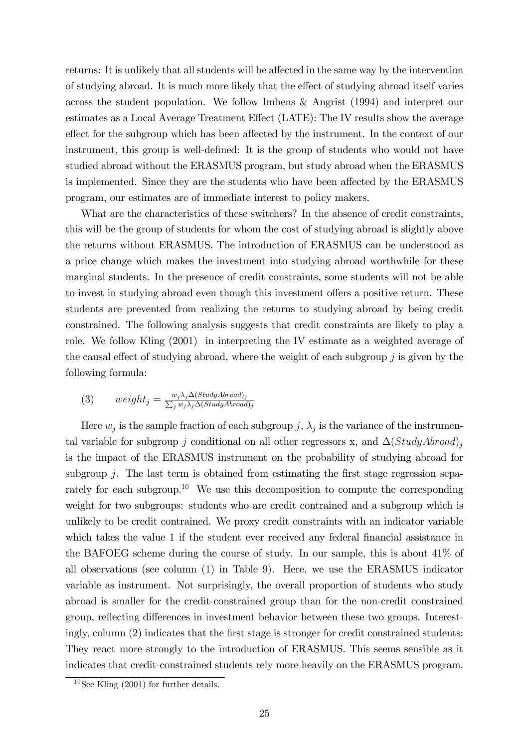returns: It is unlikely that all students will be affected in the same way by the intervention of studying abroad. It is much more likely that the effect of studying abroad itself varies across the student population. We follow Imbens & Angrist (1994) and interpret our estimates as a Local Average Treatment Effect (LATE): The IV results show the average effect for the subgroup which has been affected by the instrument. In the context of our instrument, this group is well-defined: It is the group of students who would not have studied abroad without the ERASMUS program, but study abroad when the ERASMUS is implemented. Since they are the students who have been affected by the ERASMUS program, our estimates are of immediate interest to policy makers.

What are the characteristics of these switchers? In the absence of credit constraints, this will be the group of students for whom the cost of studying abroad is slightly above the returns without ERASMUS. The introduction of ERASMUS can be understood as a price change which makes the investment into studying abroad worthwhile for these marginal students. In the presence of credit constraints, some students will not be able to invest in studying abroad even though this investment offers a positive return. These students are prevented from realizing the returns to studying abroad by being credit constrained. The following analysis suggests that credit constraints are likely to play a role. We follow Kling (2001) in interpreting the IV estimate as a weighted average of the causal effect of studying abroad, where the weight of each subgroup $j$ is given by the following formula:

$$(3) \qquad weight_j = \frac{w_j \lambda_j \Delta(StudyAbroad)_j}{\sum_j w_j \lambda_j \Delta(StudyAbroad)_j}$$

Here $w_j$ is the sample fraction of each subgroup $j$, $\lambda_j$ is the variance of the instrumental variable for subgroup $j$ conditional on all other regressors x, and $\Delta(StudyAbroad)_j$ is the impact of the ERASMUS instrument on the probability of studying abroad for subgroup $j$. The last term is obtained from estimating the first stage regression separately for each subgroup.[10] We use this decomposition to compute the corresponding weight for two subgroups: students who are credit contrained and a subgroup which is unlikely to be credit contrained. We proxy credit constraints with an indicator variable which takes the value 1 if the student ever received any federal financial assistance in the BAFOEG scheme during the course of study. In our sample, this is about 41% of all observations (see column (1) in Table 9). Here, we use the ERASMUS indicator variable as instrument. Not surprisingly, the overall proportion of students who study abroad is smaller for the credit-constrained group than for the non-credit constrained group, reflecting differences in investment behavior between these two groups. Interestingly, column (2) indicates that the first stage is stronger for credit constrained students: They react more strongly to the introduction of ERASMUS. This seems sensible as it indicates that credit-constrained students rely more heavily on the ERASMUS program.

[10] See Kling (2001) for further details.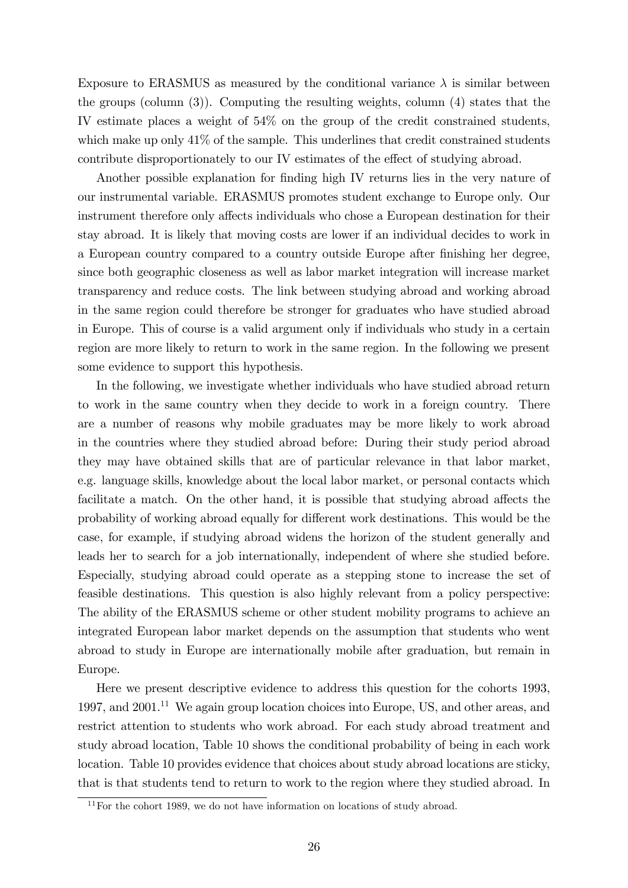Exposure to ERASMUS as measured by the conditional variance $\lambda$ is similar between the groups (column (3)). Computing the resulting weights, column (4) states that the IV estimate places a weight of 54% on the group of the credit constrained students, which make up only 41% of the sample. This underlines that credit constrained students contribute disproportionately to our IV estimates of the effect of studying abroad.

Another possible explanation for finding high IV returns lies in the very nature of our instrumental variable. ERASMUS promotes student exchange to Europe only. Our instrument therefore only affects individuals who chose a European destination for their stay abroad. It is likely that moving costs are lower if an individual decides to work in a European country compared to a country outside Europe after finishing her degree, since both geographic closeness as well as labor market integration will increase market transparency and reduce costs. The link between studying abroad and working abroad in the same region could therefore be stronger for graduates who have studied abroad in Europe. This of course is a valid argument only if individuals who study in a certain region are more likely to return to work in the same region. In the following we present some evidence to support this hypothesis.

In the following, we investigate whether individuals who have studied abroad return to work in the same country when they decide to work in a foreign country. There are a number of reasons why mobile graduates may be more likely to work abroad in the countries where they studied abroad before: During their study period abroad they may have obtained skills that are of particular relevance in that labor market, e.g. language skills, knowledge about the local labor market, or personal contacts which facilitate a match. On the other hand, it is possible that studying abroad affects the probability of working abroad equally for different work destinations. This would be the case, for example, if studying abroad widens the horizon of the student generally and leads her to search for a job internationally, independent of where she studied before. Especially, studying abroad could operate as a stepping stone to increase the set of feasible destinations. This question is also highly relevant from a policy perspective: The ability of the ERASMUS scheme or other student mobility programs to achieve an integrated European labor market depends on the assumption that students who went abroad to study in Europe are internationally mobile after graduation, but remain in Europe.

Here we present descriptive evidence to address this question for the cohorts 1993, 1997, and 2001.[11] We again group location choices into Europe, US, and other areas, and restrict attention to students who work abroad. For each study abroad treatment and study abroad location, Table 10 shows the conditional probability of being in each work location. Table 10 provides evidence that choices about study abroad locations are sticky, that is that students tend to return to work to the region where they studied abroad. In

[11] For the cohort 1989, we do not have information on locations of study abroad.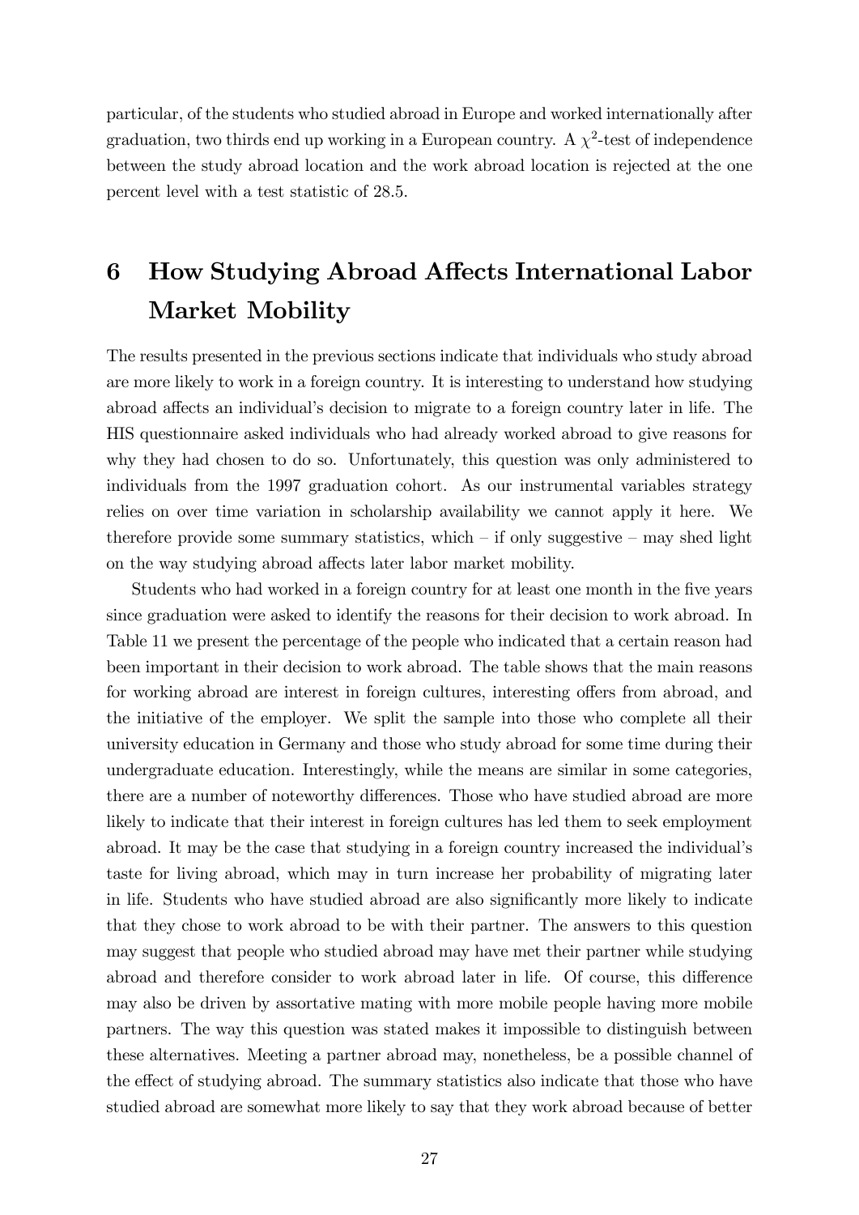particular, of the students who studied abroad in Europe and worked internationally after graduation, two thirds end up working in a European country. A $\chi^2$-test of independence between the study abroad location and the work abroad location is rejected at the one percent level with a test statistic of 28.5.

# 6 How Studying Abroad Affects International Labor Market Mobility

The results presented in the previous sections indicate that individuals who study abroad are more likely to work in a foreign country. It is interesting to understand how studying abroad affects an individual's decision to migrate to a foreign country later in life. The HIS questionnaire asked individuals who had already worked abroad to give reasons for why they had chosen to do so. Unfortunately, this question was only administered to individuals from the 1997 graduation cohort. As our instrumental variables strategy relies on over time variation in scholarship availability we cannot apply it here. We therefore provide some summary statistics, which – if only suggestive – may shed light on the way studying abroad affects later labor market mobility.

Students who had worked in a foreign country for at least one month in the five years since graduation were asked to identify the reasons for their decision to work abroad. In Table 11 we present the percentage of the people who indicated that a certain reason had been important in their decision to work abroad. The table shows that the main reasons for working abroad are interest in foreign cultures, interesting offers from abroad, and the initiative of the employer. We split the sample into those who complete all their university education in Germany and those who study abroad for some time during their undergraduate education. Interestingly, while the means are similar in some categories, there are a number of noteworthy differences. Those who have studied abroad are more likely to indicate that their interest in foreign cultures has led them to seek employment abroad. It may be the case that studying in a foreign country increased the individual's taste for living abroad, which may in turn increase her probability of migrating later in life. Students who have studied abroad are also significantly more likely to indicate that they chose to work abroad to be with their partner. The answers to this question may suggest that people who studied abroad may have met their partner while studying abroad and therefore consider to work abroad later in life. Of course, this difference may also be driven by assortative mating with more mobile people having more mobile partners. The way this question was stated makes it impossible to distinguish between these alternatives. Meeting a partner abroad may, nonetheless, be a possible channel of the effect of studying abroad. The summary statistics also indicate that those who have studied abroad are somewhat more likely to say that they work abroad because of better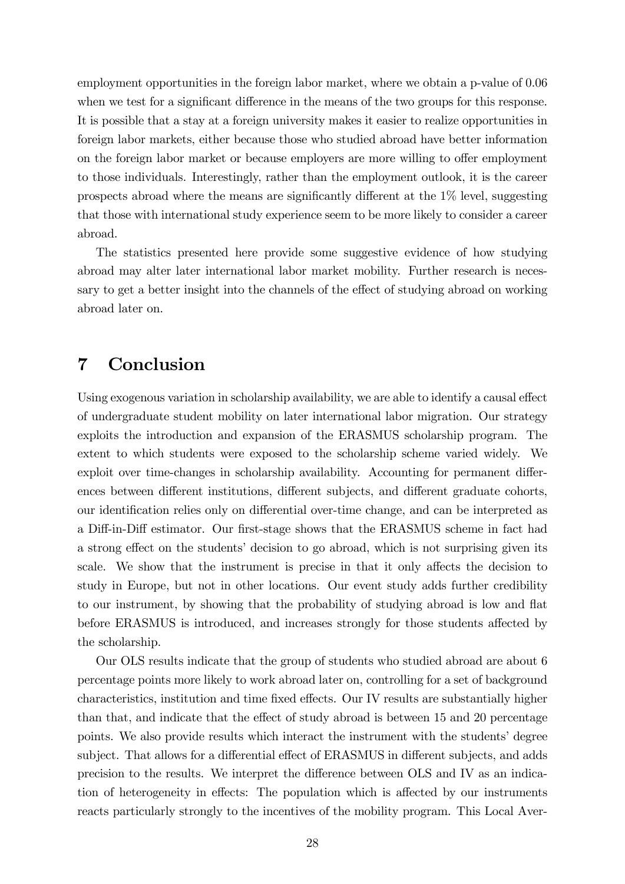employment opportunities in the foreign labor market, where we obtain a p-value of 0.06 when we test for a significant difference in the means of the two groups for this response. It is possible that a stay at a foreign university makes it easier to realize opportunities in foreign labor markets, either because those who studied abroad have better information on the foreign labor market or because employers are more willing to offer employment to those individuals. Interestingly, rather than the employment outlook, it is the career prospects abroad where the means are significantly different at the 1% level, suggesting that those with international study experience seem to be more likely to consider a career abroad.

The statistics presented here provide some suggestive evidence of how studying abroad may alter later international labor market mobility. Further research is necessary to get a better insight into the channels of the effect of studying abroad on working abroad later on.

# 7 Conclusion

Using exogenous variation in scholarship availability, we are able to identify a causal effect of undergraduate student mobility on later international labor migration. Our strategy exploits the introduction and expansion of the ERASMUS scholarship program. The extent to which students were exposed to the scholarship scheme varied widely. We exploit over time-changes in scholarship availability. Accounting for permanent differences between different institutions, different subjects, and different graduate cohorts, our identification relies only on differential over-time change, and can be interpreted as a Diff-in-Diff estimator. Our first-stage shows that the ERASMUS scheme in fact had a strong effect on the students' decision to go abroad, which is not surprising given its scale. We show that the instrument is precise in that it only affects the decision to study in Europe, but not in other locations. Our event study adds further credibility to our instrument, by showing that the probability of studying abroad is low and flat before ERASMUS is introduced, and increases strongly for those students affected by the scholarship.

Our OLS results indicate that the group of students who studied abroad are about 6 percentage points more likely to work abroad later on, controlling for a set of background characteristics, institution and time fixed effects. Our IV results are substantially higher than that, and indicate that the effect of study abroad is between 15 and 20 percentage points. We also provide results which interact the instrument with the students' degree subject. That allows for a differential effect of ERASMUS in different subjects, and adds precision to the results. We interpret the difference between OLS and IV as an indication of heterogeneity in effects: The population which is affected by our instruments reacts particularly strongly to the incentives of the mobility program. This Local Aver-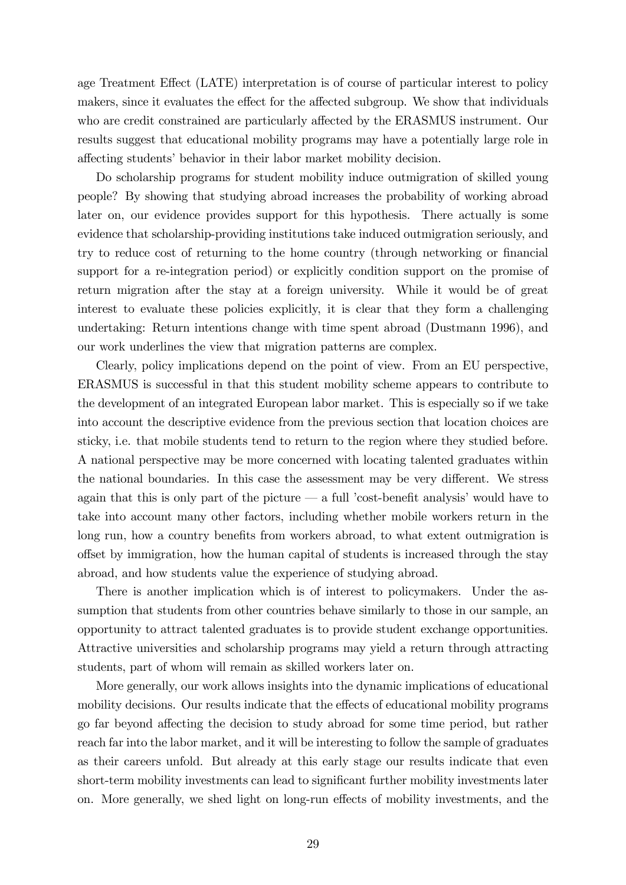age Treatment Effect (LATE) interpretation is of course of particular interest to policy makers, since it evaluates the effect for the affected subgroup. We show that individuals who are credit constrained are particularly affected by the ERASMUS instrument. Our results suggest that educational mobility programs may have a potentially large role in affecting students' behavior in their labor market mobility decision.

Do scholarship programs for student mobility induce outmigration of skilled young people? By showing that studying abroad increases the probability of working abroad later on, our evidence provides support for this hypothesis. There actually is some evidence that scholarship-providing institutions take induced outmigration seriously, and try to reduce cost of returning to the home country (through networking or financial support for a re-integration period) or explicitly condition support on the promise of return migration after the stay at a foreign university. While it would be of great interest to evaluate these policies explicitly, it is clear that they form a challenging undertaking: Return intentions change with time spent abroad (Dustmann 1996), and our work underlines the view that migration patterns are complex.

Clearly, policy implications depend on the point of view. From an EU perspective, ERASMUS is successful in that this student mobility scheme appears to contribute to the development of an integrated European labor market. This is especially so if we take into account the descriptive evidence from the previous section that location choices are sticky, i.e. that mobile students tend to return to the region where they studied before. A national perspective may be more concerned with locating talented graduates within the national boundaries. In this case the assessment may be very different. We stress again that this is only part of the picture — a full 'cost-benefit analysis' would have to take into account many other factors, including whether mobile workers return in the long run, how a country benefits from workers abroad, to what extent outmigration is offset by immigration, how the human capital of students is increased through the stay abroad, and how students value the experience of studying abroad.

There is another implication which is of interest to policymakers. Under the assumption that students from other countries behave similarly to those in our sample, an opportunity to attract talented graduates is to provide student exchange opportunities. Attractive universities and scholarship programs may yield a return through attracting students, part of whom will remain as skilled workers later on.

More generally, our work allows insights into the dynamic implications of educational mobility decisions. Our results indicate that the effects of educational mobility programs go far beyond affecting the decision to study abroad for some time period, but rather reach far into the labor market, and it will be interesting to follow the sample of graduates as their careers unfold. But already at this early stage our results indicate that even short-term mobility investments can lead to significant further mobility investments later on. More generally, we shed light on long-run effects of mobility investments, and the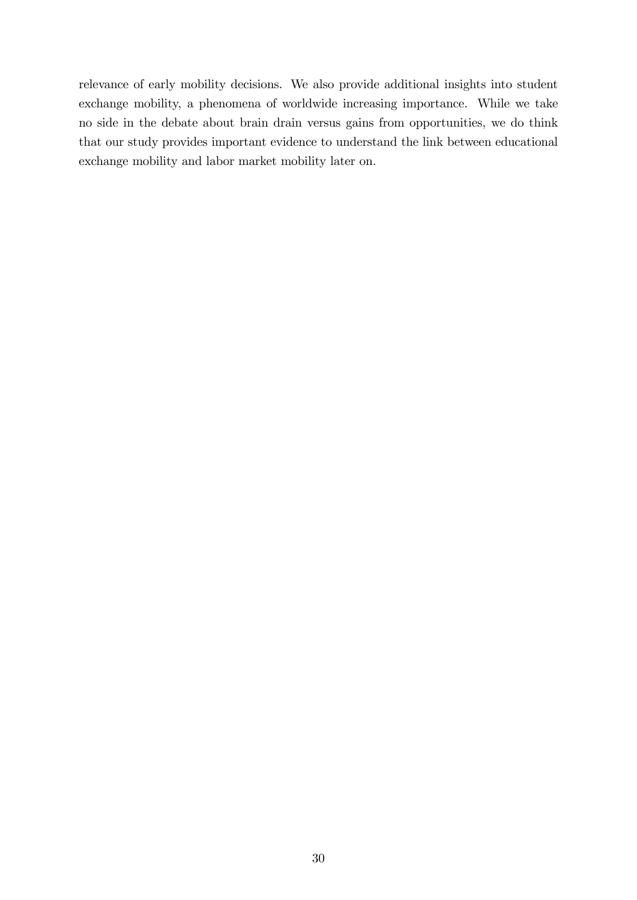relevance of early mobility decisions. We also provide additional insights into student exchange mobility, a phenomena of worldwide increasing importance. While we take no side in the debate about brain drain versus gains from opportunities, we do think that our study provides important evidence to understand the link between educational exchange mobility and labor market mobility later on.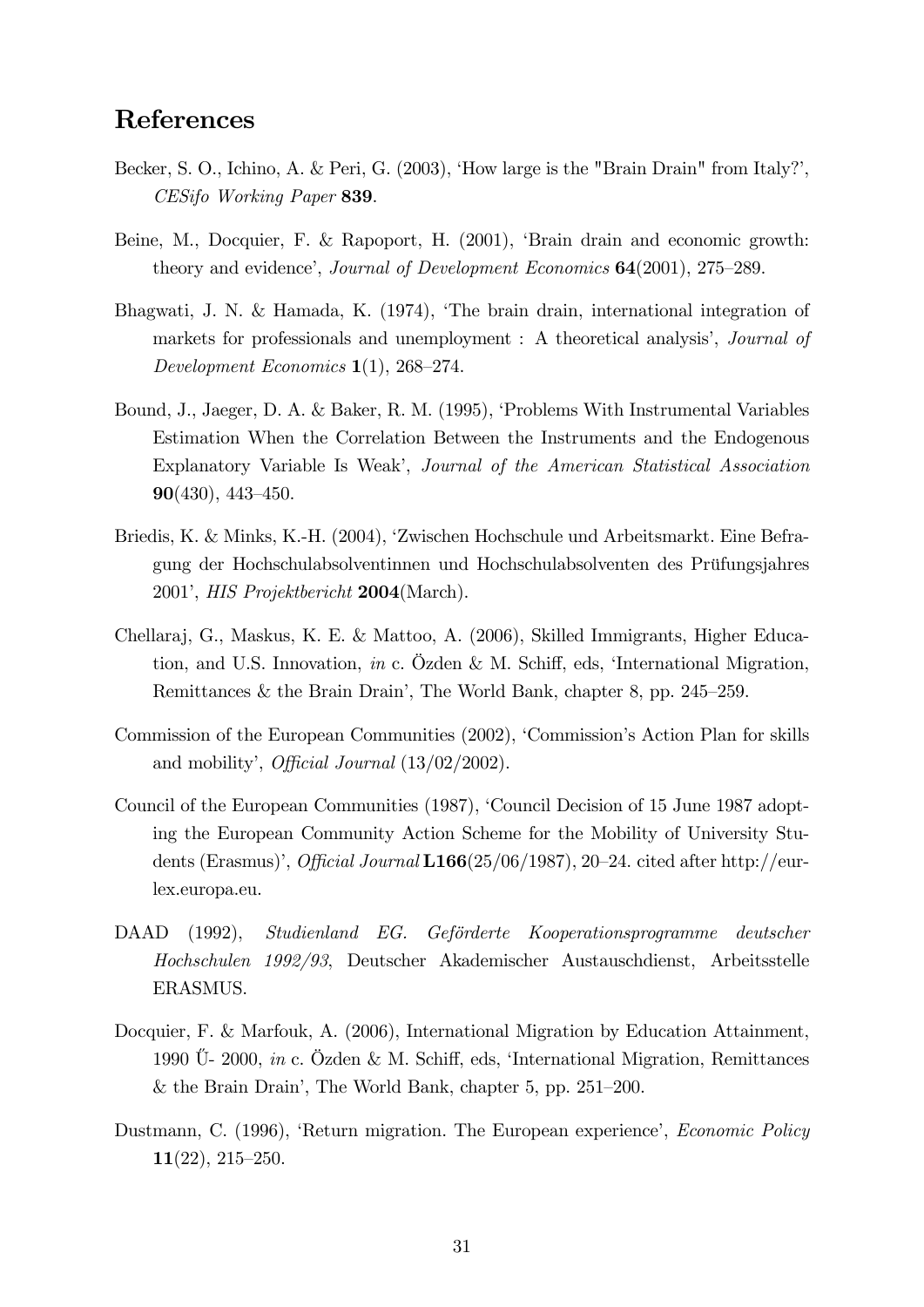# References

Becker, S. O., Ichino, A. & Peri, G. (2003), 'How large is the "Brain Drain" from Italy?', *CESifo Working Paper* **839**.

Beine, M., Docquier, F. & Rapoport, H. (2001), 'Brain drain and economic growth: theory and evidence', *Journal of Development Economics* **64**(2001), 275–289.

Bhagwati, J. N. & Hamada, K. (1974), 'The brain drain, international integration of markets for professionals and unemployment : A theoretical analysis', *Journal of Development Economics* **1**(1), 268–274.

Bound, J., Jaeger, D. A. & Baker, R. M. (1995), 'Problems With Instrumental Variables Estimation When the Correlation Between the Instruments and the Endogenous Explanatory Variable Is Weak', *Journal of the American Statistical Association* **90**(430), 443–450.

Briedis, K. & Minks, K.-H. (2004), 'Zwischen Hochschule und Arbeitsmarkt. Eine Befragung der Hochschulabsolventinnen und Hochschulabsolventen des Prüfungsjahres 2001', *HIS Projektbericht* **2004**(March).

Chellaraj, G., Maskus, K. E. & Mattoo, A. (2006), Skilled Immigrants, Higher Education, and U.S. Innovation, *in* c. Özden & M. Schiff, eds, 'International Migration, Remittances & the Brain Drain', The World Bank, chapter 8, pp. 245–259.

Commission of the European Communities (2002), 'Commission's Action Plan for skills and mobility', *Official Journal* (13/02/2002).

Council of the European Communities (1987), 'Council Decision of 15 June 1987 adopting the European Community Action Scheme for the Mobility of University Students (Erasmus)', *Official Journal* **L166**(25/06/1987), 20–24. cited after http://eur-lex.europa.eu.

DAAD (1992), *Studienland EG. Geförderte Kooperationsprogramme deutscher Hochschulen 1992/93*, Deutscher Akademischer Austauschdienst, Arbeitsstelle ERASMUS.

Docquier, F. & Marfouk, A. (2006), International Migration by Education Attainment, 1990 Ű- 2000, *in* c. Özden & M. Schiff, eds, 'International Migration, Remittances & the Brain Drain', The World Bank, chapter 5, pp. 251–200.

Dustmann, C. (1996), 'Return migration. The European experience', *Economic Policy* **11**(22), 215–250.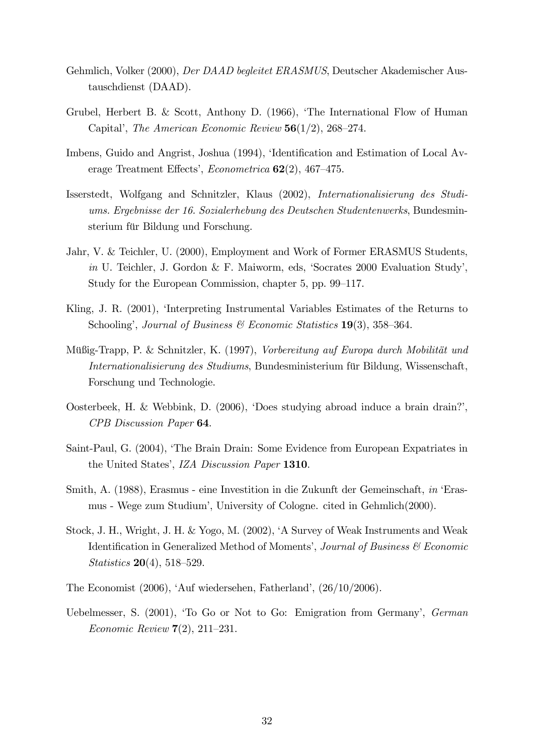Gehmlich, Volker (2000), *Der DAAD begleitet ERASMUS*, Deutscher Akademischer Austauschdienst (DAAD).

Grubel, Herbert B. & Scott, Anthony D. (1966), 'The International Flow of Human Capital', *The American Economic Review* **56**(1/2), 268–274.

Imbens, Guido and Angrist, Joshua (1994), 'Identification and Estimation of Local Average Treatment Effects', *Econometrica* **62**(2), 467–475.

Isserstedt, Wolfgang and Schnitzler, Klaus (2002), *Internationalisierung des Studiums. Ergebnisse der 16. Sozialerhebung des Deutschen Studentenwerks*, Bundesminsterium für Bildung und Forschung.

Jahr, V. & Teichler, U. (2000), Employment and Work of Former ERASMUS Students, *in* U. Teichler, J. Gordon & F. Maiworm, eds, 'Socrates 2000 Evaluation Study', Study for the European Commission, chapter 5, pp. 99–117.

Kling, J. R. (2001), 'Interpreting Instrumental Variables Estimates of the Returns to Schooling', *Journal of Business & Economic Statistics* **19**(3), 358–364.

Müßig-Trapp, P. & Schnitzler, K. (1997), *Vorbereitung auf Europa durch Mobilität und Internationalisierung des Studiums*, Bundesministerium für Bildung, Wissenschaft, Forschung und Technologie.

Oosterbeek, H. & Webbink, D. (2006), 'Does studying abroad induce a brain drain?', *CPB Discussion Paper* **64**.

Saint-Paul, G. (2004), 'The Brain Drain: Some Evidence from European Expatriates in the United States', *IZA Discussion Paper* **1310**.

Smith, A. (1988), Erasmus - eine Investition in die Zukunft der Gemeinschaft, *in* 'Erasmus - Wege zum Studium', University of Cologne. cited in Gehmlich(2000).

Stock, J. H., Wright, J. H. & Yogo, M. (2002), 'A Survey of Weak Instruments and Weak Identification in Generalized Method of Moments', *Journal of Business & Economic Statistics* **20**(4), 518–529.

The Economist (2006), 'Auf wiedersehen, Fatherland', (26/10/2006).

Uebelmesser, S. (2001), 'To Go or Not to Go: Emigration from Germany', *German Economic Review* **7**(2), 211–231.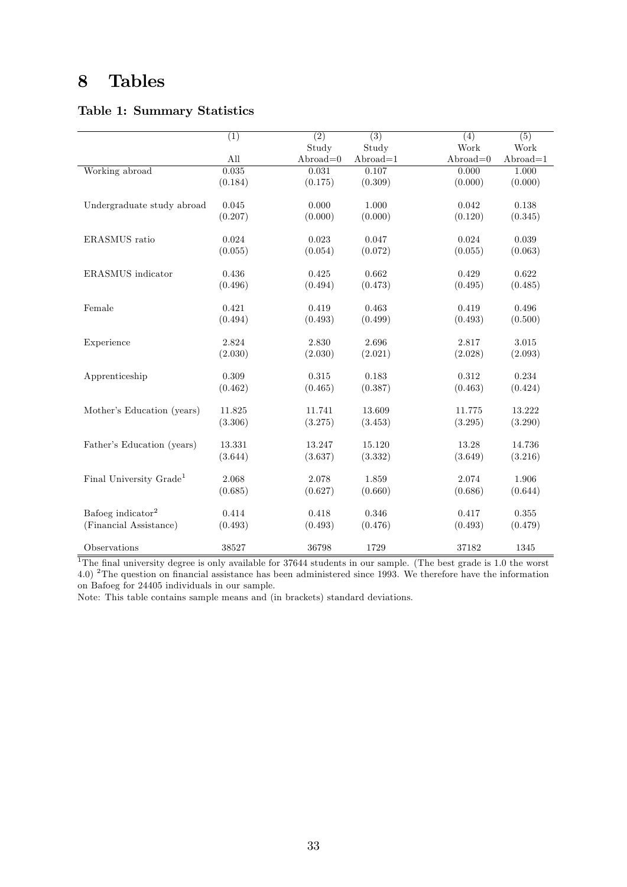# 8 Tables

### Table 1: Summary Statistics

| | (1) | (2) | (3) | (4) | (5) |
|---|---|---|---|---|---|
| | | Study | Study | Work | Work |
| | All | Abroad=0 | Abroad=1 | Abroad=0 | Abroad=1 |
| Working abroad | 0.035 | 0.031 | 0.107 | 0.000 | 1.000 |
| | (0.184) | (0.175) | (0.309) | (0.000) | (0.000) |
| Undergraduate study abroad | 0.045 | 0.000 | 1.000 | 0.042 | 0.138 |
| | (0.207) | (0.000) | (0.000) | (0.120) | (0.345) |
| ERASMUS ratio | 0.024 | 0.023 | 0.047 | 0.024 | 0.039 |
| | (0.055) | (0.054) | (0.072) | (0.055) | (0.063) |
| ERASMUS indicator | 0.436 | 0.425 | 0.662 | 0.429 | 0.622 |
| | (0.496) | (0.494) | (0.473) | (0.495) | (0.485) |
| Female | 0.421 | 0.419 | 0.463 | 0.419 | 0.496 |
| | (0.494) | (0.493) | (0.499) | (0.493) | (0.500) |
| Experience | 2.824 | 2.830 | 2.696 | 2.817 | 3.015 |
| | (2.030) | (2.030) | (2.021) | (2.028) | (2.093) |
| Apprenticeship | 0.309 | 0.315 | 0.183 | 0.312 | 0.234 |
| | (0.462) | (0.465) | (0.387) | (0.463) | (0.424) |
| Mother's Education (years) | 11.825 | 11.741 | 13.609 | 11.775 | 13.222 |
| | (3.306) | (3.275) | (3.453) | (3.295) | (3.290) |
| Father's Education (years) | 13.331 | 13.247 | 15.120 | 13.28 | 14.736 |
| | (3.644) | (3.637) | (3.332) | (3.649) | (3.216) |
| Final University Grade[1] | 2.068 | 2.078 | 1.859 | 2.074 | 1.906 |
| | (0.685) | (0.627) | (0.660) | (0.686) | (0.644) |
| Bafoeg indicator[2] | 0.414 | 0.418 | 0.346 | 0.417 | 0.355 |
| (Financial Assistance) | (0.493) | (0.493) | (0.476) | (0.493) | (0.479) |
| Observations | 38527 | 36798 | 1729 | 37182 | 1345 |

[1]The final university degree is only available for 37644 students in our sample. (The best grade is 1.0 the worst 4.0) [2]The question on financial assistance has been administered since 1993. We therefore have the information on Bafoeg for 24405 individuals in our sample.

Note: This table contains sample means and (in brackets) standard deviations.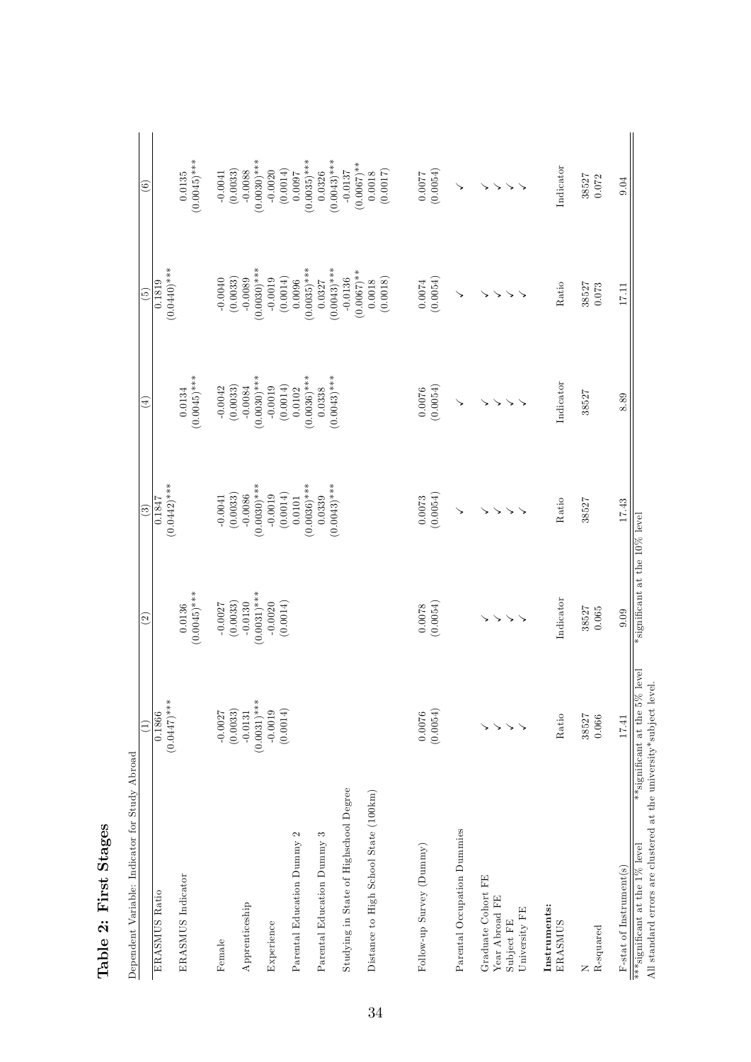## Table 2: First Stages

Dependent Variable: Indicator for Study Abroad

| | (1) | (2) | (3) | (4) | (5) | (6) |
|---|---|---|---|---|---|---|
| ERASMUS Ratio | 0.1866 | | 0.1847 | | 0.1819 | |
| | (0.0447)*** | | (0.0442)*** | | (0.0440)*** | |
| ERASMUS Indicator | | 0.0136 | | 0.0134 | | 0.0135 |
| | | (0.0045)*** | | (0.0045)*** | | (0.0045)*** |
| Female | -0.0027 | -0.0027 | -0.0041 | -0.0042 | -0.0040 | -0.0041 |
| | (0.0033) | (0.0033) | (0.0033) | (0.0033) | (0.0033) | (0.0033) |
| Apprenticeship | -0.0131 | -0.0130 | -0.0086 | -0.0084 | -0.0089 | -0.0088 |
| | (0.0031)*** | (0.0031)*** | (0.0030)*** | (0.0030)*** | (0.0030)*** | (0.0030)*** |
| Experience | -0.0019 | -0.0020 | -0.0019 | -0.0019 | -0.0019 | -0.0020 |
| | (0.0014) | (0.0014) | (0.0014) | (0.0014) | (0.0014) | (0.0014) |
| Parental Education Dummy 2 | | | 0.0101 | 0.0102 | 0.0096 | 0.0097 |
| | | | (0.0036)*** | (0.0036)*** | (0.0035)*** | (0.0035)*** |
| Parental Education Dummy 3 | | | 0.0339 | 0.0338 | 0.0327 | 0.0326 |
| | | | (0.0043)*** | (0.0043)*** | (0.0043)*** | (0.0043)*** |
| Studying in State of Highschool Degree | | | | | -0.0136 | -0.0137 |
| | | | | | (0.0067)** | (0.0067)** |
| Distance to High School State (100km) | | | | | 0.0018 | 0.0017 |
| | | | | | (0.0018) | (0.0017) |
| Follow-up Survey (Dummy) | 0.0076 | 0.0078 | 0.0073 | 0.0076 | 0.0074 | 0.0077 |
| | (0.0054) | (0.0054) | (0.0054) | (0.0054) | (0.0054) | (0.0054) |
| Parental Occupation Dummies | | | ✓ | ✓ | ✓ | ✓ |
| Graduate Cohort FE | ✓ | ✓ | ✓ | ✓ | ✓ | ✓ |
| Year Abroad FE | ✓ | ✓ | ✓ | ✓ | ✓ | ✓ |
| Subject FE | ✓ | ✓ | ✓ | ✓ | ✓ | ✓ |
| University FE | ✓ | ✓ | ✓ | ✓ | ✓ | ✓ |
| **Instruments:** | | | | | | |
| ERASMUS | Ratio | Indicator | Ratio | Indicator | Ratio | Indicator |
| N | 38527 | 38527 | 38527 | 38527 | 38527 | 38527 |
| R-squared | 0.066 | 0.065 | | | 0.073 | 0.072 |
| F-stat of Instrument(s) | 17.41 | 9.09 | 17.43 | 8.89 | 17.11 | 9.04 |

***significant at the 1% level **significant at the 5% level *significant at the 10% level

All standard errors are clustered at the university*subject level.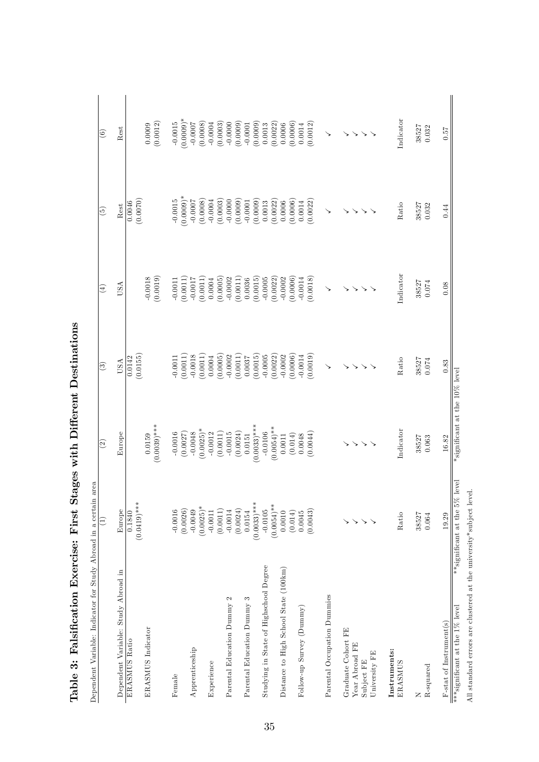# Table 3: Falsification Exercise: First Stages with Different Destinations

Dependent Variable: Indicator for Study Abroad in a certain area

| | (1) | (2) | (3) | (4) | (5) | (6) |
|---|---|---|---|---|---|---|
| Dependent Variable: Study Abroad in | Europe | Europe | USA | USA | Rest | Rest |
| ERASMUS Ratio | 0.1840 | | 0.0142 | | 0.0046 | |
| | (0.0419)*** | | (0.0155) | | (0.0070) | |
| ERASMUS Indicator | | 0.0159 | | -0.0018 | | 0.0009 |
| | | (0.0039)*** | | (0.0019) | | (0.0012) |
| Female | -0.0016 | -0.0016 | -0.0011 | -0.0011 | -0.0015 | -0.0015 |
| | (0.0026) | (0.0027) | (0.0011) | (0.0011) | (0.0009)* | (0.0009)* |
| Apprenticeship | -0.0049 | -0.0048 | -0.0018 | -0.0017 | -0.0007 | -0.0007 |
| | (0.0025)* | (0.0025)* | (0.0011) | (0.0011) | (0.0008) | (0.0008) |
| Experience | -0.0011 | -0.0012 | 0.0004 | 0.0004 | -0.0004 | -0.0004 |
| | (0.0011) | (0.0011) | (0.0005) | (0.0005) | (0.0003) | (0.0003) |
| Parental Education Dummy 2 | -0.0014 | -0.0015 | -0.0002 | -0.0002 | -0.0000 | -0.0000 |
| | (0.0024) | (0.0024) | (0.0011) | (0.0011) | (0.0009) | (0.0009) |
| Parental Education Dummy 3 | 0.0154 | 0.0151 | 0.0037 | 0.0036 | -0.0001 | -0.0001 |
| | (0.0033)*** | (0.0033)*** | (0.0015) | (0.0015) | (0.0009) | (0.0009) |
| Studying in State of Highschool Degree | -0.0105 | -0.0106 | -0.0005 | -0.0005 | 0.0013 | 0.0013 |
| | (0.0054)** | (0.0054)** | (0.0022) | (0.0022) | (0.0022) | (0.0022) |
| Distance to High School State (100km) | 0.0010 | 0.0011 | -0.0002 | -0.0002 | 0.0006 | 0.0006 |
| | (0.014) | (0.014) | (0.0006) | (0.0006) | (0.0006) | (0.0006) |
| Follow-up Survey (Dummy) | 0.0045 | 0.0048 | -0.0014 | -0.0014 | 0.0014 | 0.0014 |
| | (0.0043) | (0.0044) | (0.0019) | (0.0018) | (0.0022) | (0.0012) |
| Parental Occupation Dummies | | | ✓ | ✓ | ✓ | ✓ |
| Graduate Cohort FE | ✓ | ✓ | ✓ | ✓ | ✓ | ✓ |
| Year Abroad FE | ✓ | ✓ | ✓ | ✓ | ✓ | ✓ |
| Subject FE | ✓ | ✓ | ✓ | ✓ | ✓ | ✓ |
| University FE | ✓ | ✓ | ✓ | ✓ | ✓ | ✓ |
| **Instruments:** | | | | | | |
| ERASMUS | Ratio | Indicator | Ratio | Indicator | Ratio | Indicator |
| N | 38527 | 38527 | 38527 | 38527 | 38527 | 38527 |
| R-squared | 0.064 | 0.063 | 0.074 | 0.074 | 0.032 | 0.032 |
| F-stat of Instrument(s) | 19.29 | 16.82 | 0.83 | 0.08 | 0.44 | 0.57 |

***significant at the 1% level **significant at the 5% level *significant at the 10% level

All standard errors are clustered at the university*subject level.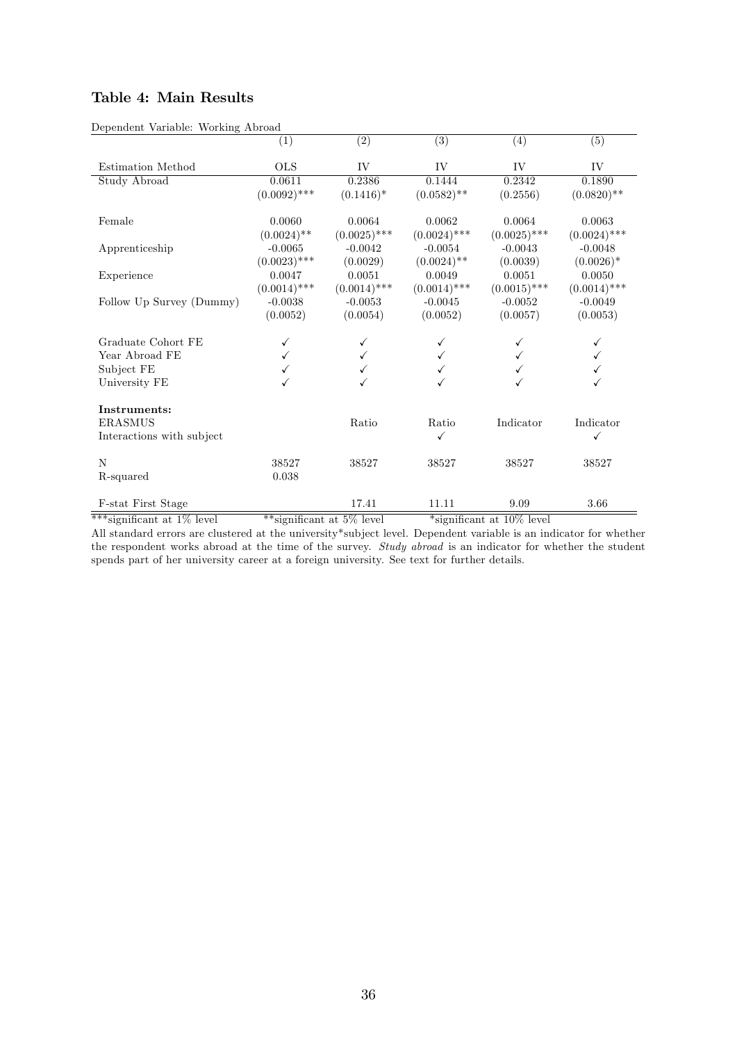## Table 4: Main Results

Dependent Variable: Working Abroad

| | (1) | (2) | (3) | (4) | (5) |
|---|---|---|---|---|---|
| Estimation Method | OLS | IV | IV | IV | IV |
| Study Abroad | 0.0611 | 0.2386 | 0.1444 | 0.2342 | 0.1890 |
| | (0.0092)*** | (0.1416)* | (0.0582)** | (0.2556) | (0.0820)** |
| Female | 0.0060 | 0.0064 | 0.0062 | 0.0064 | 0.0063 |
| | (0.0024)** | (0.0025)*** | (0.0024)*** | (0.0025)*** | (0.0024)*** |
| Apprenticeship | -0.0065 | -0.0042 | -0.0054 | -0.0043 | -0.0048 |
| | (0.0023)*** | (0.0029) | (0.0024)** | (0.0039) | (0.0026)* |
| Experience | 0.0047 | 0.0051 | 0.0049 | 0.0051 | 0.0050 |
| | (0.0014)*** | (0.0014)*** | (0.0014)*** | (0.0015)*** | (0.0014)*** |
| Follow Up Survey (Dummy) | -0.0038 | -0.0053 | -0.0045 | -0.0052 | -0.0049 |
| | (0.0052) | (0.0054) | (0.0052) | (0.0057) | (0.0053) |
| Graduate Cohort FE | ✓ | ✓ | ✓ | ✓ | ✓ |
| Year Abroad FE | ✓ | ✓ | ✓ | ✓ | ✓ |
| Subject FE | ✓ | ✓ | ✓ | ✓ | ✓ |
| University FE | ✓ | ✓ | ✓ | ✓ | ✓ |
| **Instruments:** | | | | | |
| ERASMUS | | Ratio | Ratio | Indicator | Indicator |
| Interactions with subject | | | ✓ | | ✓ |
| N | 38527 | 38527 | 38527 | 38527 | 38527 |
| R-squared | 0.038 | | | | |
| F-stat First Stage | | 17.41 | 11.11 | 9.09 | 3.66 |

***significant at 1% level **significant at 5% level *significant at 10% level

All standard errors are clustered at the university*subject level. Dependent variable is an indicator for whether the respondent works abroad at the time of the survey. *Study abroad* is an indicator for whether the student spends part of her university career at a foreign university. See text for further details.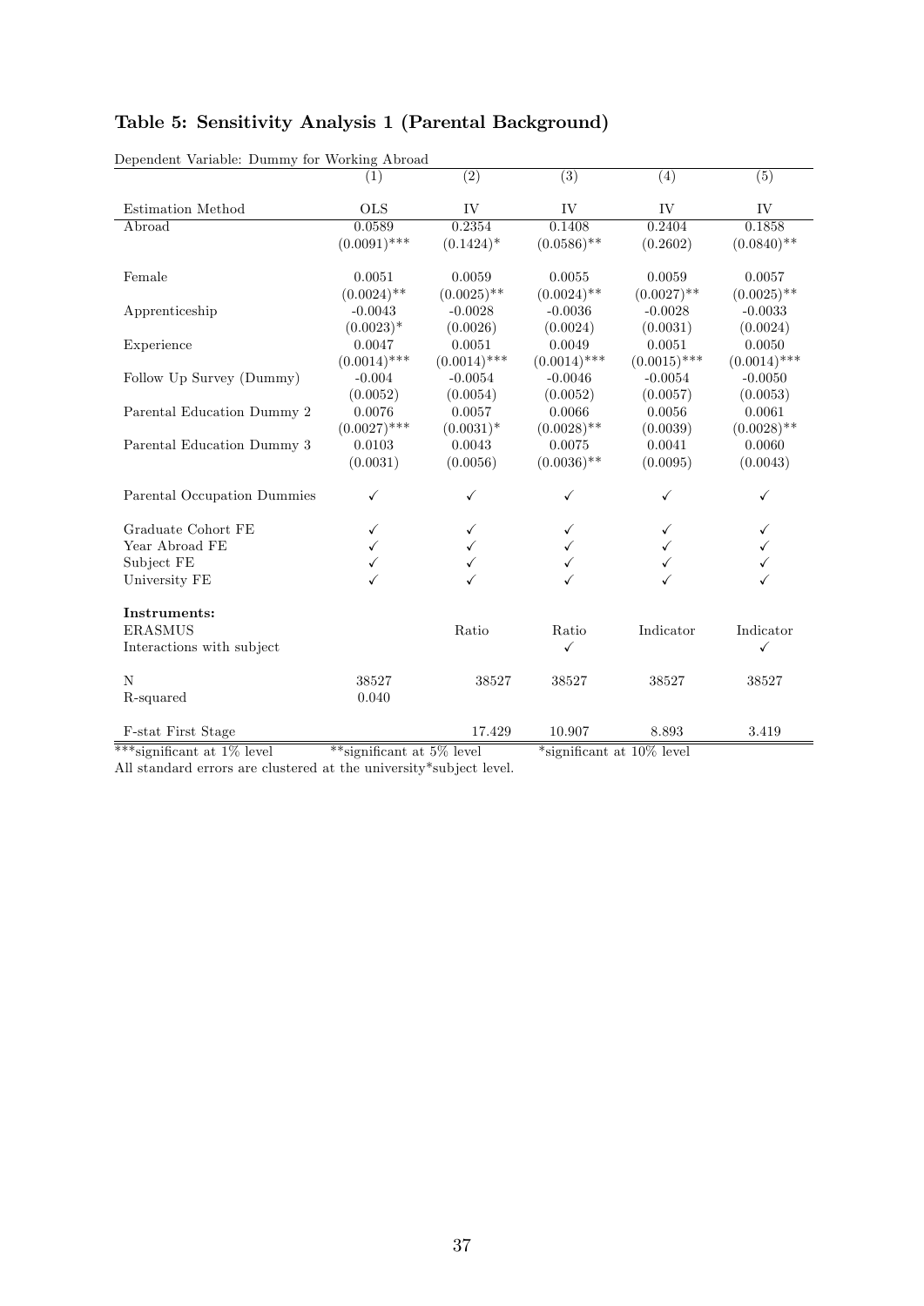## Table 5: Sensitivity Analysis 1 (Parental Background)

Dependent Variable: Dummy for Working Abroad

| | (1) | (2) | (3) | (4) | (5) |
|---|---|---|---|---|---|
| Estimation Method | OLS | IV | IV | IV | IV |
| Abroad | 0.0589 | 0.2354 | 0.1408 | 0.2404 | 0.1858 |
| | (0.0091)*** | (0.1424)* | (0.0586)** | (0.2602) | (0.0840)** |
| Female | 0.0051 | 0.0059 | 0.0055 | 0.0059 | 0.0057 |
| | (0.0024)** | (0.0025)** | (0.0024)** | (0.0027)** | (0.0025)** |
| Apprenticeship | -0.0043 | -0.0028 | -0.0036 | -0.0028 | -0.0033 |
| | (0.0023)* | (0.0026) | (0.0024) | (0.0031) | (0.0024) |
| Experience | 0.0047 | 0.0051 | 0.0049 | 0.0051 | 0.0050 |
| | (0.0014)*** | (0.0014)*** | (0.0014)*** | (0.0015)*** | (0.0014)*** |
| Follow Up Survey (Dummy) | -0.004 | -0.0054 | -0.0046 | -0.0054 | -0.0050 |
| | (0.0052) | (0.0054) | (0.0052) | (0.0057) | (0.0053) |
| Parental Education Dummy 2 | 0.0076 | 0.0057 | 0.0066 | 0.0056 | 0.0061 |
| | (0.0027)*** | (0.0031)* | (0.0028)** | (0.0039) | (0.0028)** |
| Parental Education Dummy 3 | 0.0103 | 0.0043 | 0.0075 | 0.0041 | 0.0060 |
| | (0.0031) | (0.0056) | (0.0036)** | (0.0095) | (0.0043) |
| Parental Occupation Dummies | ✓ | ✓ | ✓ | ✓ | ✓ |
| Graduate Cohort FE | ✓ | ✓ | ✓ | ✓ | ✓ |
| Year Abroad FE | ✓ | ✓ | ✓ | ✓ | ✓ |
| Subject FE | ✓ | ✓ | ✓ | ✓ | ✓ |
| University FE | ✓ | ✓ | ✓ | ✓ | ✓ |
| **Instruments:** | | | | | |
| ERASMUS | | Ratio | Ratio | Indicator | Indicator |
| Interactions with subject | | | ✓ | | ✓ |
| N | 38527 | 38527 | 38527 | 38527 | 38527 |
| R-squared | 0.040 | | | | |
| F-stat First Stage | | 17.429 | 10.907 | 8.893 | 3.419 |

***significant at 1% level **significant at 5% level *significant at 10% level

All standard errors are clustered at the university*subject level.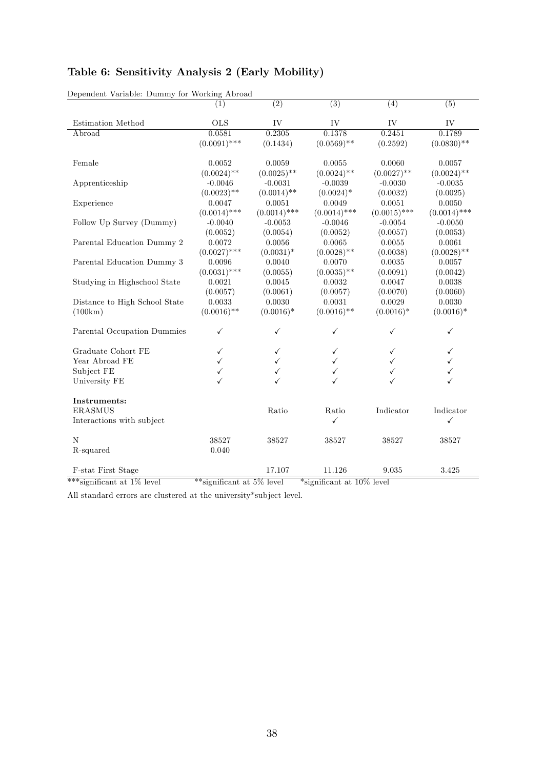## Table 6: Sensitivity Analysis 2 (Early Mobility)

Dependent Variable: Dummy for Working Abroad

| | (1) | (2) | (3) | (4) | (5) |
|---|---|---|---|---|---|
| Estimation Method | OLS | IV | IV | IV | IV |
| Abroad | 0.0581 | 0.2305 | 0.1378 | 0.2451 | 0.1789 |
| | (0.0091)*** | (0.1434) | (0.0569)** | (0.2592) | (0.0830)** |
| Female | 0.0052 | 0.0059 | 0.0055 | 0.0060 | 0.0057 |
| | (0.0024)** | (0.0025)** | (0.0024)** | (0.0027)** | (0.0024)** |
| Apprenticeship | -0.0046 | -0.0031 | -0.0039 | -0.0030 | -0.0035 |
| | (0.0023)** | (0.0014)** | (0.0024)* | (0.0032) | (0.0025) |
| Experience | 0.0047 | 0.0051 | 0.0049 | 0.0051 | 0.0050 |
| | (0.0014)*** | (0.0014)*** | (0.0014)*** | (0.0015)*** | (0.0014)*** |
| Follow Up Survey (Dummy) | -0.0040 | -0.0053 | -0.0046 | -0.0054 | -0.0050 |
| | (0.0052) | (0.0054) | (0.0052) | (0.0057) | (0.0053) |
| Parental Education Dummy 2 | 0.0072 | 0.0056 | 0.0065 | 0.0055 | 0.0061 |
| | (0.0027)*** | (0.0031)* | (0.0028)** | (0.0038) | (0.0028)** |
| Parental Education Dummy 3 | 0.0096 | 0.0040 | 0.0070 | 0.0035 | 0.0057 |
| | (0.0031)*** | (0.0055) | (0.0035)** | (0.0091) | (0.0042) |
| Studying in Highschool State | 0.0021 | 0.0045 | 0.0032 | 0.0047 | 0.0038 |
| | (0.0057) | (0.0061) | (0.0057) | (0.0070) | (0.0060) |
| Distance to High School State | 0.0033 | 0.0030 | 0.0031 | 0.0029 | 0.0030 |
| (100km) | (0.0016)** | (0.0016)* | (0.0016)** | (0.0016)* | (0.0016)* |
| Parental Occupation Dummies | ✓ | ✓ | ✓ | ✓ | ✓ |
| Graduate Cohort FE | ✓ | ✓ | ✓ | ✓ | ✓ |
| Year Abroad FE | ✓ | ✓ | ✓ | ✓ | ✓ |
| Subject FE | ✓ | ✓ | ✓ | ✓ | ✓ |
| University FE | ✓ | ✓ | ✓ | ✓ | ✓ |
| **Instruments:** | | | | | |
| ERASMUS | | Ratio | Ratio | Indicator | Indicator |
| Interactions with subject | | | ✓ | | ✓ |
| N | 38527 | 38527 | 38527 | 38527 | 38527 |
| R-squared | 0.040 | | | | |
| F-stat First Stage | | 17.107 | 11.126 | 9.035 | 3.425 |

***significant at 1% level **significant at 5% level *significant at 10% level

All standard errors are clustered at the university*subject level.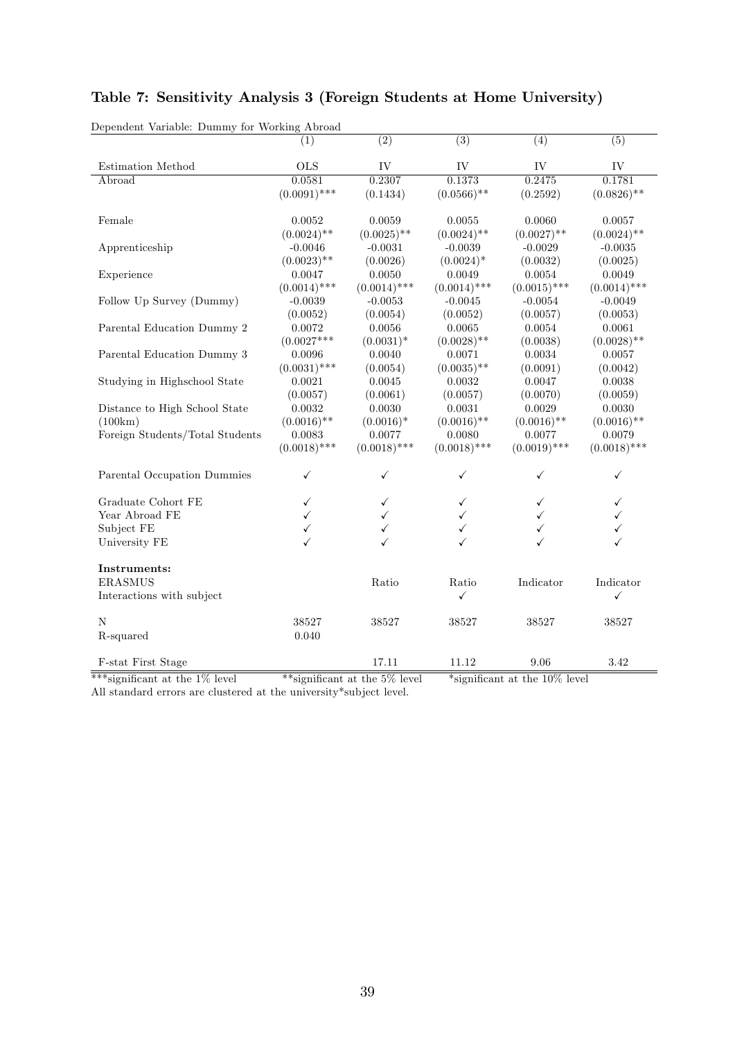# Table 7: Sensitivity Analysis 3 (Foreign Students at Home University)

Dependent Variable: Dummy for Working Abroad

| | (1) | (2) | (3) | (4) | (5) |
|---|---|---|---|---|---|
| Estimation Method | OLS | IV | IV | IV | IV |
| Abroad | 0.0581 | 0.2307 | 0.1373 | 0.2475 | 0.1781 |
| | (0.0091)*** | (0.1434) | (0.0566)** | (0.2592) | (0.0826)** |
| Female | 0.0052 | 0.0059 | 0.0055 | 0.0060 | 0.0057 |
| | (0.0024)** | (0.0025)** | (0.0024)** | (0.0027)** | (0.0024)** |
| Apprenticeship | -0.0046 | -0.0031 | -0.0039 | -0.0029 | -0.0035 |
| | (0.0023)** | (0.0026) | (0.0024)* | (0.0032) | (0.0025) |
| Experience | 0.0047 | 0.0050 | 0.0049 | 0.0054 | 0.0049 |
| | (0.0014)*** | (0.0014)*** | (0.0014)*** | (0.0015)*** | (0.0014)*** |
| Follow Up Survey (Dummy) | -0.0039 | -0.0053 | -0.0045 | -0.0054 | -0.0049 |
| | (0.0052) | (0.0054) | (0.0052) | (0.0057) | (0.0053) |
| Parental Education Dummy 2 | 0.0072 | 0.0056 | 0.0065 | 0.0054 | 0.0061 |
| | (0.0027*** | (0.0031)* | (0.0028)** | (0.0038) | (0.0028)** |
| Parental Education Dummy 3 | 0.0096 | 0.0040 | 0.0071 | 0.0034 | 0.0057 |
| | (0.0031)*** | (0.0054) | (0.0035)** | (0.0091) | (0.0042) |
| Studying in Highschool State | 0.0021 | 0.0045 | 0.0032 | 0.0047 | 0.0038 |
| | (0.0057) | (0.0061) | (0.0057) | (0.0070) | (0.0059) |
| Distance to High School State | 0.0032 | 0.0030 | 0.0031 | 0.0029 | 0.0030 |
| (100km) | (0.0016)** | (0.0016)* | (0.0016)** | (0.0016)** | (0.0016)** |
| Foreign Students/Total Students | 0.0083 | 0.0077 | 0.0080 | 0.0077 | 0.0079 |
| | (0.0018)*** | (0.0018)*** | (0.0018)*** | (0.0019)*** | (0.0018)*** |
| Parental Occupation Dummies | ✓ | ✓ | ✓ | ✓ | ✓ |
| Graduate Cohort FE | ✓ | ✓ | ✓ | ✓ | ✓ |
| Year Abroad FE | ✓ | ✓ | ✓ | ✓ | ✓ |
| Subject FE | ✓ | ✓ | ✓ | ✓ | ✓ |
| University FE | ✓ | ✓ | ✓ | ✓ | ✓ |
| **Instruments:** | | | | | |
| ERASMUS | | Ratio | Ratio | Indicator | Indicator |
| Interactions with subject | | | ✓ | | ✓ |
| N | 38527 | 38527 | 38527 | 38527 | 38527 |
| R-squared | 0.040 | | | | |
| F-stat First Stage | | 17.11 | 11.12 | 9.06 | 3.42 |

***significant at the 1% level  **significant at the 5% level  *significant at the 10% level

All standard errors are clustered at the university*subject level.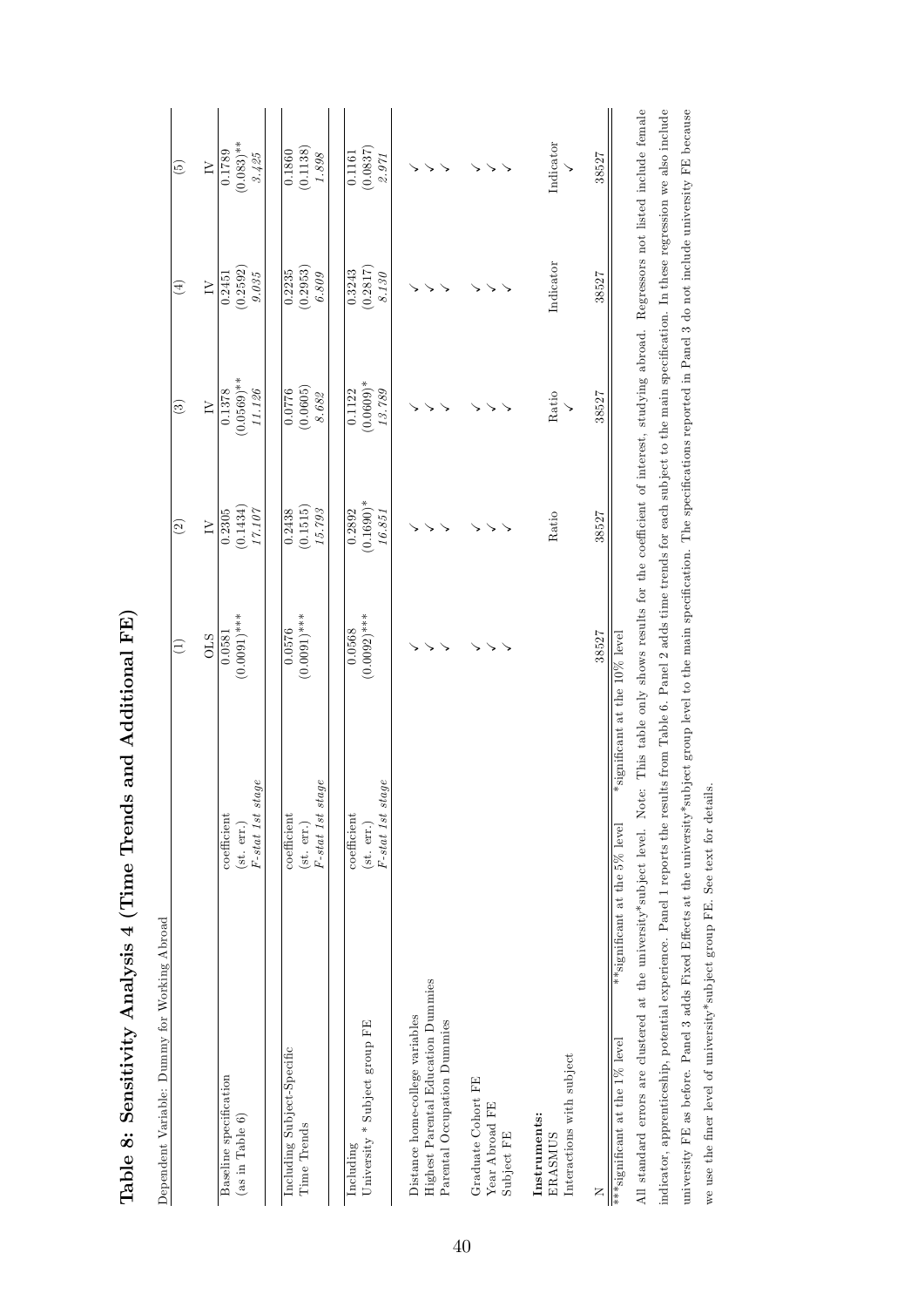# Table 8: Sensitivity Analysis 4 (Time Trends and Additional FE)

Dependent Variable: Dummy for Working Abroad

| | | (1) | (2) | (3) | (4) | (5) |
|---|---|---|---|---|---|---|
| | | OLS | IV | IV | IV | IV |
| Baseline specification | coefficient | 0.0581 | 0.2305 | 0.1378 | 0.2451 | 0.1789 |
| (as in Table 6) | (st. err.) | (0.0091)*** | (0.1434) | (0.0569)** | (0.2592) | (0.083)** |
| | *F-stat 1st stage* | | *17.107* | *11.126* | *9.035* | *3.425* |
| Including Subject-Specific | coefficient | 0.0576 | 0.2438 | 0.0776 | 0.2235 | 0.1860 |
| Time Trends | (st. err.) | (0.0091)*** | (0.1515) | (0.0605) | (0.2953) | (0.1138) |
| | *F-stat 1st stage* | | *15.793* | *8.682* | *6.809* | *1.898* |
| Including | coefficient | 0.0568 | 0.2892 | 0.1122 | 0.3243 | 0.1161 |
| University * Subject group FE | (st. err.) | (0.0092)*** | (0.1690)* | (0.0609)* | (0.2817) | (0.0837) |
| | *F-stat 1st stage* | | *16.851* | *13.789* | *8.130* | *2.971* |
| Distance home-college variables | | ✓ | ✓ | ✓ | ✓ | ✓ |
| Highest Parental Education Dummies | | ✓ | ✓ | ✓ | ✓ | ✓ |
| Parental Occupation Dummies | | ✓ | ✓ | ✓ | ✓ | ✓ |
| Graduate Cohort FE | | ✓ | ✓ | ✓ | ✓ | ✓ |
| Year Abroad FE | | ✓ | ✓ | ✓ | ✓ | ✓ |
| Subject FE | | ✓ | ✓ | ✓ | ✓ | ✓ |
| **Instruments:** | | | | | | |
| ERASMUS | | | Ratio | Ratio | Indicator | Indicator |
| Interactions with subject | | | | ✓ | | ✓ |
| N | | 38527 | 38527 | 38527 | 38527 | 38527 |

***significant at the 1% level  **significant at the 5% level  *significant at the 10% level

All standard errors are clustered at the university*subject level. Note: This table only shows results for the coefficient of interest, studying abroad. Regressors not listed include female indicator, apprenticeship, potential experience. Panel 1 reports the results from Table 6. Panel 2 adds time trends for each subject to the main specification. In these regression we also include university FE as before. Panel 3 adds Fixed Effects at the university*subject group level to the main specification. The specifications reported in Panel 3 do not include university FE because we use the finer level of university*subject group FE. See text for details.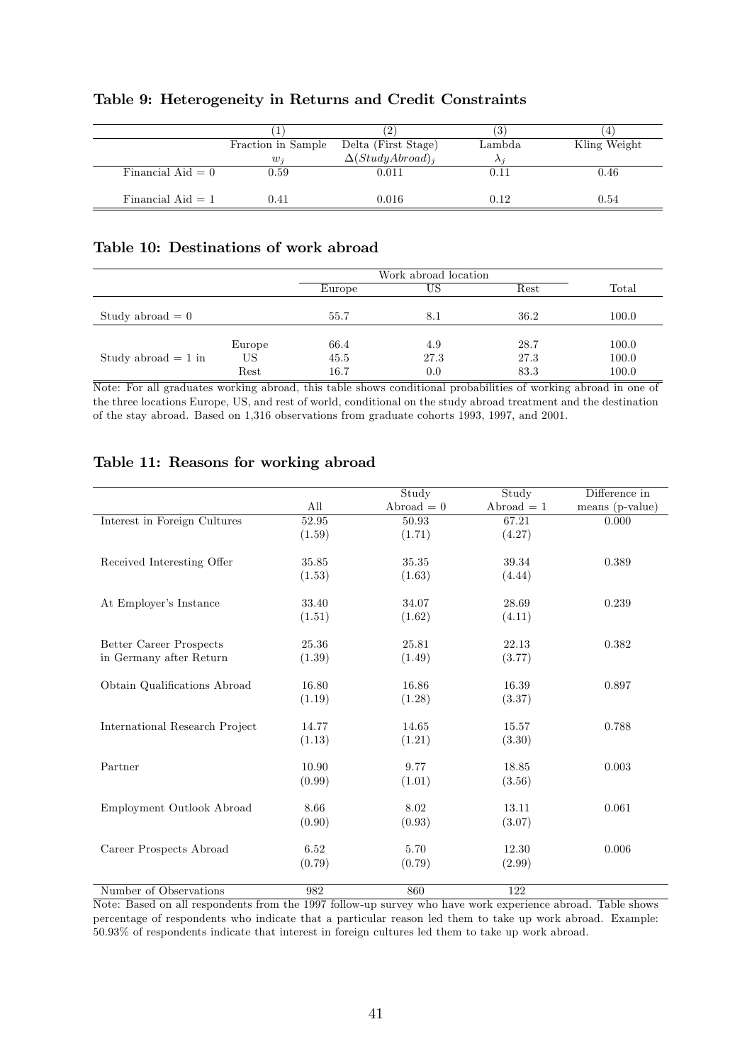### Table 9: Heterogeneity in Returns and Credit Constraints

| | (1) | (2) | (3) | (4) |
|---|---|---|---|---|
| | Fraction in Sample $w_j$ | Delta (First Stage) $\Delta(StudyAbroad)_j$ | Lambda $\lambda_j$ | Kling Weight |
| Financial Aid = 0 | 0.59 | 0.011 | 0.11 | 0.46 |
| Financial Aid = 1 | 0.41 | 0.016 | 0.12 | 0.54 |

### Table 10: Destinations of work abroad

| | | Work abroad location | | | |
|---|---|---|---|---|---|
| | | Europe | US | Rest | Total |
| Study abroad = 0 | | 55.7 | 8.1 | 36.2 | 100.0 |
| Study abroad = 1 in | Europe | 66.4 | 4.9 | 28.7 | 100.0 |
| | US | 45.5 | 27.3 | 27.3 | 100.0 |
| | Rest | 16.7 | 0.0 | 83.3 | 100.0 |

Note: For all graduates working abroad, this table shows conditional probabilities of working abroad in one of the three locations Europe, US, and rest of world, conditional on the study abroad treatment and the destination of the stay abroad. Based on 1,316 observations from graduate cohorts 1993, 1997, and 2001.

### Table 11: Reasons for working abroad

| | All | Study Abroad = 0 | Study Abroad = 1 | Difference in means (p-value) |
|---|---|---|---|---|
| Interest in Foreign Cultures | 52.95 | 50.93 | 67.21 | 0.000 |
| | (1.59) | (1.71) | (4.27) | |
| Received Interesting Offer | 35.85 | 35.35 | 39.34 | 0.389 |
| | (1.53) | (1.63) | (4.44) | |
| At Employer's Instance | 33.40 | 34.07 | 28.69 | 0.239 |
| | (1.51) | (1.62) | (4.11) | |
| Better Career Prospects in Germany after Return | 25.36 | 25.81 | 22.13 | 0.382 |
| | (1.39) | (1.49) | (3.77) | |
| Obtain Qualifications Abroad | 16.80 | 16.86 | 16.39 | 0.897 |
| | (1.19) | (1.28) | (3.37) | |
| International Research Project | 14.77 | 14.65 | 15.57 | 0.788 |
| | (1.13) | (1.21) | (3.30) | |
| Partner | 10.90 | 9.77 | 18.85 | 0.003 |
| | (0.99) | (1.01) | (3.56) | |
| Employment Outlook Abroad | 8.66 | 8.02 | 13.11 | 0.061 |
| | (0.90) | (0.93) | (3.07) | |
| Career Prospects Abroad | 6.52 | 5.70 | 12.30 | 0.006 |
| | (0.79) | (0.79) | (2.99) | |
| Number of Observations | 982 | 860 | 122 | |

Note: Based on all respondents from the 1997 follow-up survey who have work experience abroad. Table shows percentage of respondents who indicate that a particular reason led them to take up work abroad. Example: 50.93% of respondents indicate that interest in foreign cultures led them to take up work abroad.